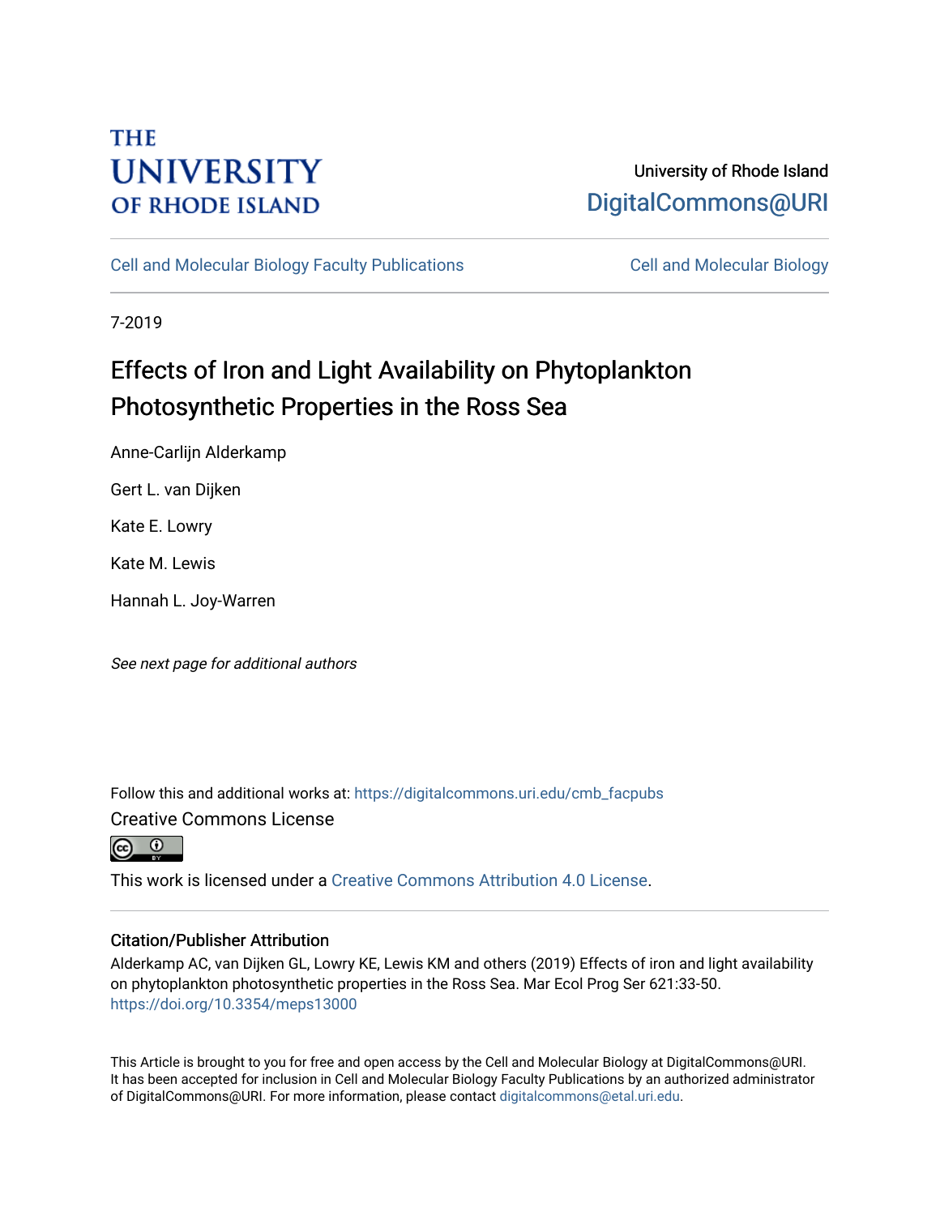THE UNIVERSITY OF RHODE ISLAND

University of Rhode Island
DigitalCommons@URI

Cell and Molecular Biology Faculty Publications | Cell and Molecular Biology

7-2019

# Effects of Iron and Light Availability on Phytoplankton Photosynthetic Properties in the Ross Sea

Anne-Carlijn Alderkamp

Gert L. van Dijken

Kate E. Lowry

Kate M. Lewis

Hannah L. Joy-Warren

*See next page for additional authors*

Follow this and additional works at: https://digitalcommons.uri.edu/cmb_facpubs

Creative Commons License

This work is licensed under a Creative Commons Attribution 4.0 License.

## Citation/Publisher Attribution

Alderkamp AC, van Dijken GL, Lowry KE, Lewis KM and others (2019) Effects of iron and light availability on phytoplankton photosynthetic properties in the Ross Sea. Mar Ecol Prog Ser 621:33-50. https://doi.org/10.3354/meps13000

This Article is brought to you for free and open access by the Cell and Molecular Biology at DigitalCommons@URI. It has been accepted for inclusion in Cell and Molecular Biology Faculty Publications by an authorized administrator of DigitalCommons@URI. For more information, please contact digitalcommons@etal.uri.edu.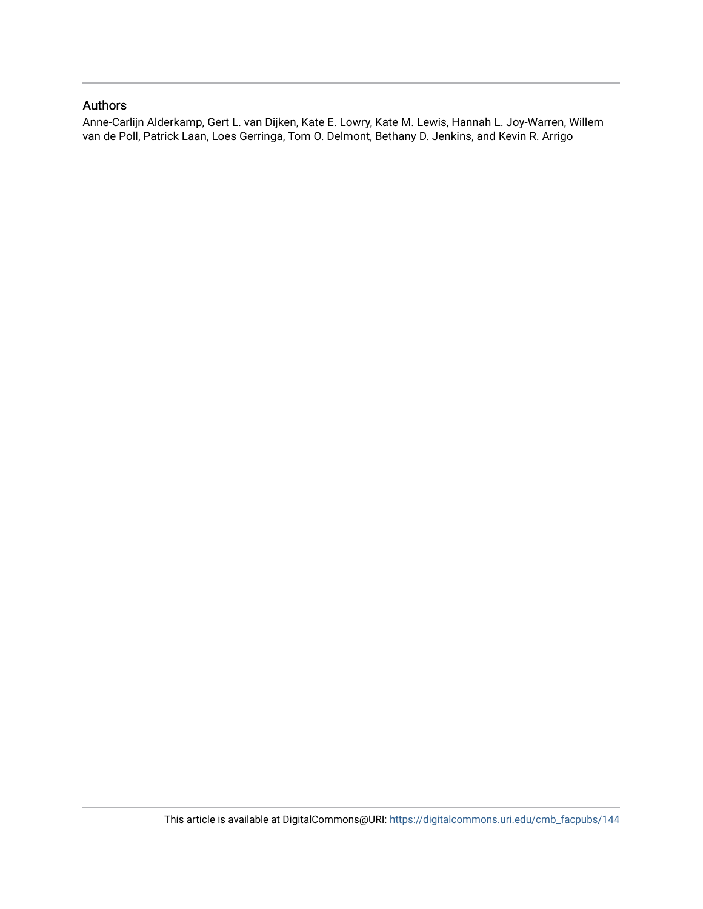## Authors

Anne-Carlijn Alderkamp, Gert L. van Dijken, Kate E. Lowry, Kate M. Lewis, Hannah L. Joy-Warren, Willem van de Poll, Patrick Laan, Loes Gerringa, Tom O. Delmont, Bethany D. Jenkins, and Kevin R. Arrigo

This article is available at DigitalCommons@URI: https://digitalcommons.uri.edu/cmb_facpubs/144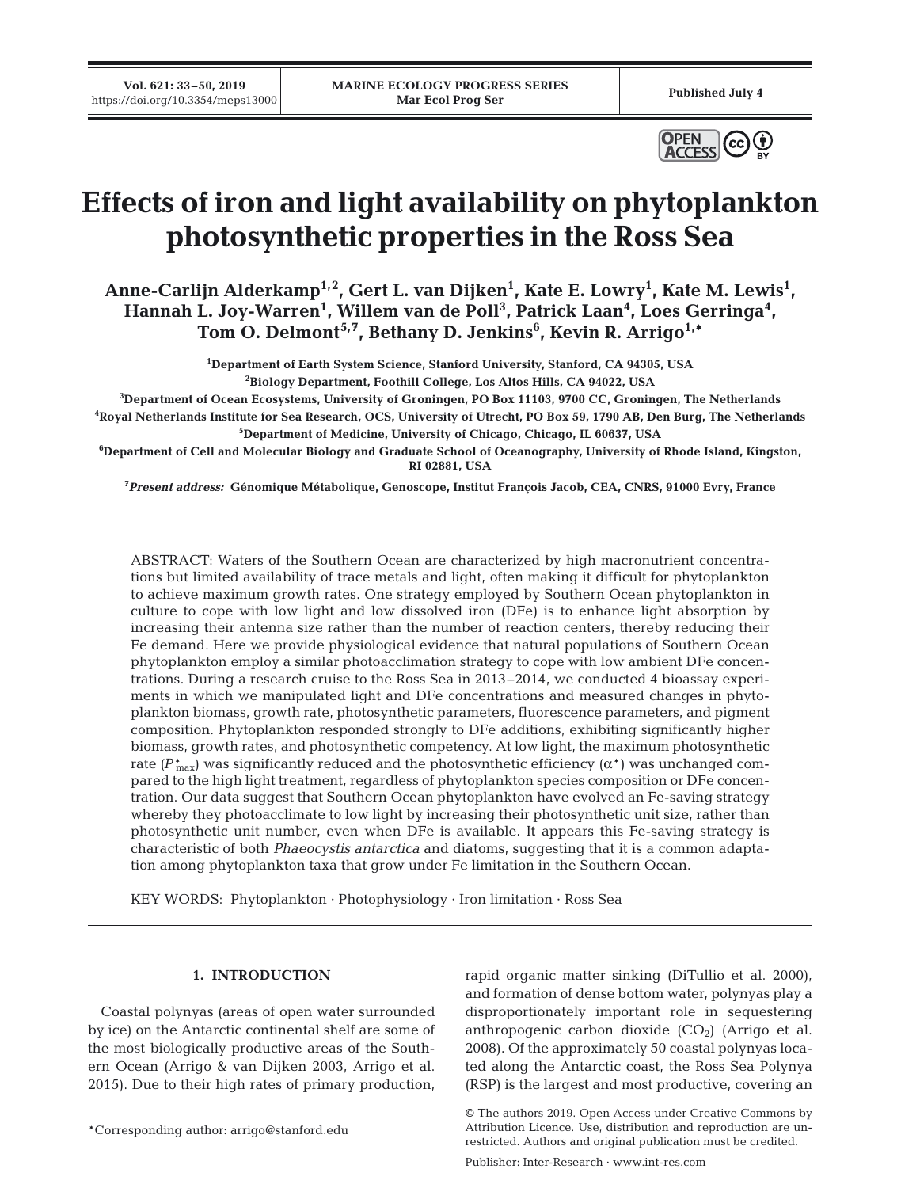# Effects of iron and light availability on phytoplankton photosynthetic properties in the Ross Sea

**Anne-Carlijn Alderkamp[1,2], Gert L. van Dijken[1], Kate E. Lowry[1], Kate M. Lewis[1], Hannah L. Joy-Warren[1], Willem van de Poll[3], Patrick Laan[4], Loes Gerringa[4], Tom O. Delmont[5,7], Bethany D. Jenkins[6], Kevin R. Arrigo[1,*]**

[1]Department of Earth System Science, Stanford University, Stanford, CA 94305, USA

[2]Biology Department, Foothill College, Los Altos Hills, CA 94022, USA

[3]Department of Ocean Ecosystems, University of Groningen, PO Box 11103, 9700 CC, Groningen, The Netherlands

[4]Royal Netherlands Institute for Sea Research, OCS, University of Utrecht, PO Box 59, 1790 AB, Den Burg, The Netherlands

[5]Department of Medicine, University of Chicago, Chicago, IL 60637, USA

[6]Department of Cell and Molecular Biology and Graduate School of Oceanography, University of Rhode Island, Kingston, RI 02881, USA

[7]*Present address:* Génomique Métabolique, Genoscope, Institut François Jacob, CEA, CNRS, 91000 Evry, France

ABSTRACT: Waters of the Southern Ocean are characterized by high macronutrient concentrations but limited availability of trace metals and light, often making it difficult for phytoplankton to achieve maximum growth rates. One strategy employed by Southern Ocean phytoplankton in culture to cope with low light and low dissolved iron (DFe) is to enhance light absorption by increasing their antenna size rather than the number of reaction centers, thereby reducing their Fe demand. Here we provide physiological evidence that natural populations of Southern Ocean phytoplankton employ a similar photoacclimation strategy to cope with low ambient DFe concentrations. During a research cruise to the Ross Sea in 2013–2014, we conducted 4 bioassay experiments in which we manipulated light and DFe concentrations and measured changes in phytoplankton biomass, growth rate, photosynthetic parameters, fluorescence parameters, and pigment composition. Phytoplankton responded strongly to DFe additions, exhibiting significantly higher biomass, growth rates, and photosynthetic competency. At low light, the maximum photosynthetic rate ($P^*_{max}$) was significantly reduced and the photosynthetic efficiency ($\alpha^*$) was unchanged compared to the high light treatment, regardless of phytoplankton species composition or DFe concentration. Our data suggest that Southern Ocean phytoplankton have evolved an Fe-saving strategy whereby they photoacclimate to low light by increasing their photosynthetic unit size, rather than photosynthetic unit number, even when DFe is available. It appears this Fe-saving strategy is characteristic of both *Phaeocystis antarctica* and diatoms, suggesting that it is a common adaptation among phytoplankton taxa that grow under Fe limitation in the Southern Ocean.

KEY WORDS: Phytoplankton · Photophysiology · Iron limitation · Ross Sea

## 1. INTRODUCTION

Coastal polynyas (areas of open water surrounded by ice) on the Antarctic continental shelf are some of the most biologically productive areas of the Southern Ocean (Arrigo & van Dijken 2003, Arrigo et al. 2015). Due to their high rates of primary production, rapid organic matter sinking (DiTullio et al. 2000), and formation of dense bottom water, polynyas play a disproportionately important role in sequestering anthropogenic carbon dioxide ($CO_2$) (Arrigo et al. 2008). Of the approximately 50 coastal polynyas located along the Antarctic coast, the Ross Sea Polynya (RSP) is the largest and most productive, covering an

*Corresponding author: arrigo@stanford.edu

© The authors 2019. Open Access under Creative Commons by Attribution Licence. Use, distribution and reproduction are unrestricted. Authors and original publication must be credited.

Publisher: Inter-Research · www.int-res.com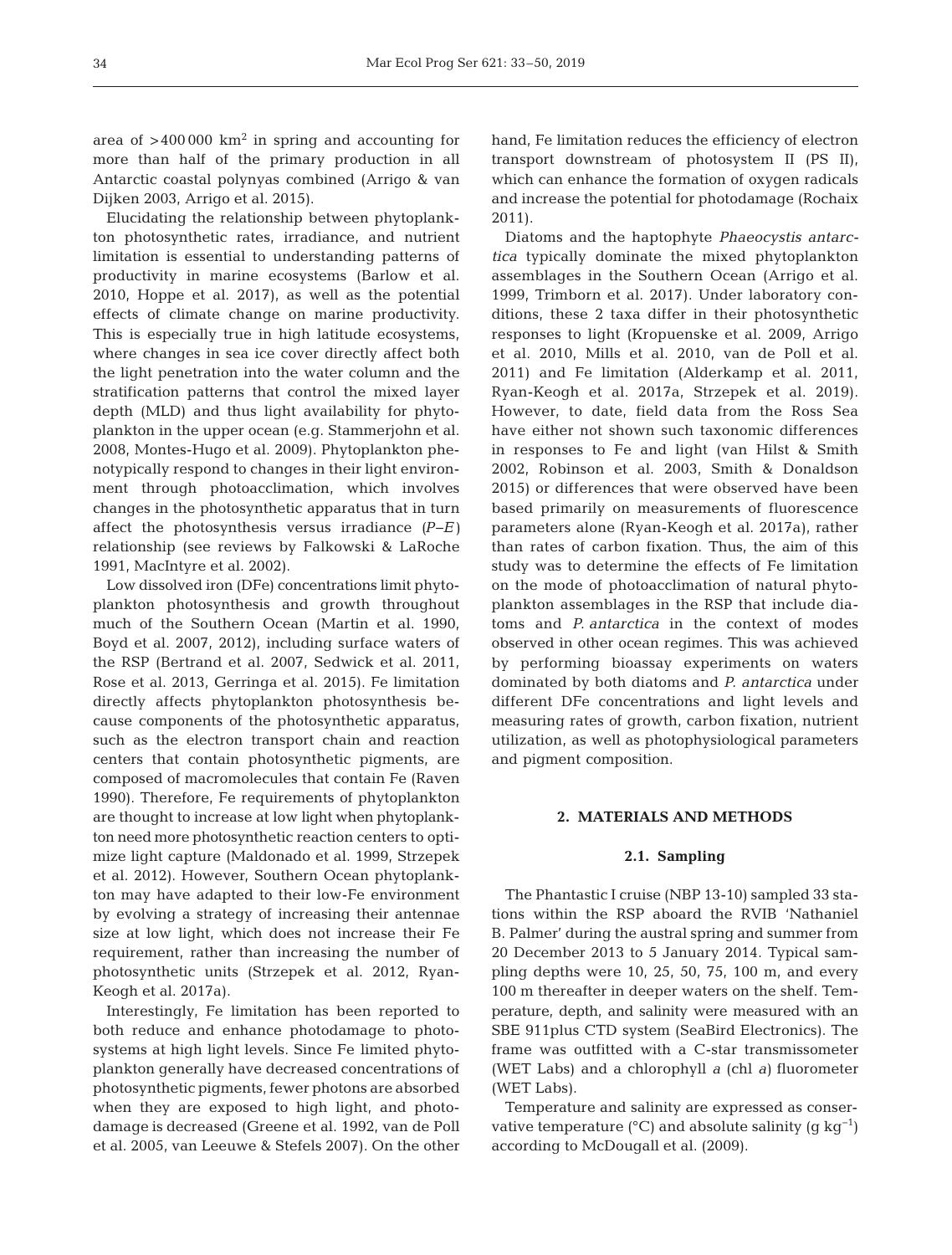area of >400 000 $km^2$ in spring and accounting for more than half of the primary production in all Antarctic coastal polynyas combined (Arrigo & van Dijken 2003, Arrigo et al. 2015).

Elucidating the relationship between phytoplankton photosynthetic rates, irradiance, and nutrient limitation is essential to understanding patterns of productivity in marine ecosystems (Barlow et al. 2010, Hoppe et al. 2017), as well as the potential effects of climate change on marine productivity. This is especially true in high latitude ecosystems, where changes in sea ice cover directly affect both the light penetration into the water column and the stratification patterns that control the mixed layer depth (MLD) and thus light availability for phytoplankton in the upper ocean (e.g. Stammerjohn et al. 2008, Montes-Hugo et al. 2009). Phytoplankton phenotypically respond to changes in their light environment through photoacclimation, which involves changes in the photosynthetic apparatus that in turn affect the photosynthesis versus irradiance (*P–E*) relationship (see reviews by Falkowski & LaRoche 1991, MacIntyre et al. 2002).

Low dissolved iron (DFe) concentrations limit phytoplankton photosynthesis and growth throughout much of the Southern Ocean (Martin et al. 1990, Boyd et al. 2007, 2012), including surface waters of the RSP (Bertrand et al. 2007, Sedwick et al. 2011, Rose et al. 2013, Gerringa et al. 2015). Fe limitation directly affects phytoplankton photosynthesis because components of the photosynthetic apparatus, such as the electron transport chain and reaction centers that contain photosynthetic pigments, are composed of macromolecules that contain Fe (Raven 1990). Therefore, Fe requirements of phytoplankton are thought to increase at low light when phytoplankton need more photosynthetic reaction centers to optimize light capture (Maldonado et al. 1999, Strzepek et al. 2012). However, Southern Ocean phytoplankton may have adapted to their low-Fe environment by evolving a strategy of increasing their antennae size at low light, which does not increase their Fe requirement, rather than increasing the number of photosynthetic units (Strzepek et al. 2012, Ryan-Keogh et al. 2017a).

Interestingly, Fe limitation has been reported to both reduce and enhance photodamage to photosystems at high light levels. Since Fe limited phytoplankton generally have decreased concentrations of photosynthetic pigments, fewer photons are absorbed when they are exposed to high light, and photodamage is decreased (Greene et al. 1992, van de Poll et al. 2005, van Leeuwe & Stefels 2007). On the other hand, Fe limitation reduces the efficiency of electron transport downstream of photosystem II (PS II), which can enhance the formation of oxygen radicals and increase the potential for photodamage (Rochaix 2011).

Diatoms and the haptophyte *Phaeocystis antarctica* typically dominate the mixed phytoplankton assemblages in the Southern Ocean (Arrigo et al. 1999, Trimborn et al. 2017). Under laboratory conditions, these 2 taxa differ in their photosynthetic responses to light (Kropuenske et al. 2009, Arrigo et al. 2010, Mills et al. 2010, van de Poll et al. 2011) and Fe limitation (Alderkamp et al. 2011, Ryan-Keogh et al. 2017a, Strzepek et al. 2019). However, to date, field data from the Ross Sea have either not shown such taxonomic differences in responses to Fe and light (van Hilst & Smith 2002, Robinson et al. 2003, Smith & Donaldson 2015) or differences that were observed have been based primarily on measurements of fluorescence parameters alone (Ryan-Keogh et al. 2017a), rather than rates of carbon fixation. Thus, the aim of this study was to determine the effects of Fe limitation on the mode of photoacclimation of natural phytoplankton assemblages in the RSP that include diatoms and *P. antarctica* in the context of modes observed in other ocean regimes. This was achieved by performing bioassay experiments on waters dominated by both diatoms and *P. antarctica* under different DFe concentrations and light levels and measuring rates of growth, carbon fixation, nutrient utilization, as well as photophysiological parameters and pigment composition.

## 2. MATERIALS AND METHODS

### 2.1. Sampling

The Phantastic I cruise (NBP 13-10) sampled 33 stations within the RSP aboard the RVIB 'Nathaniel B. Palmer' during the austral spring and summer from 20 December 2013 to 5 January 2014. Typical sampling depths were 10, 25, 50, 75, 100 m, and every 100 m thereafter in deeper waters on the shelf. Temperature, depth, and salinity were measured with an SBE 911plus CTD system (SeaBird Electronics). The frame was outfitted with a C-star transmissometer (WET Labs) and a chlorophyll *a* (chl *a*) fluorometer (WET Labs).

Temperature and salinity are expressed as conservative temperature (°C) and absolute salinity (g $kg^{-1}$) according to McDougall et al. (2009).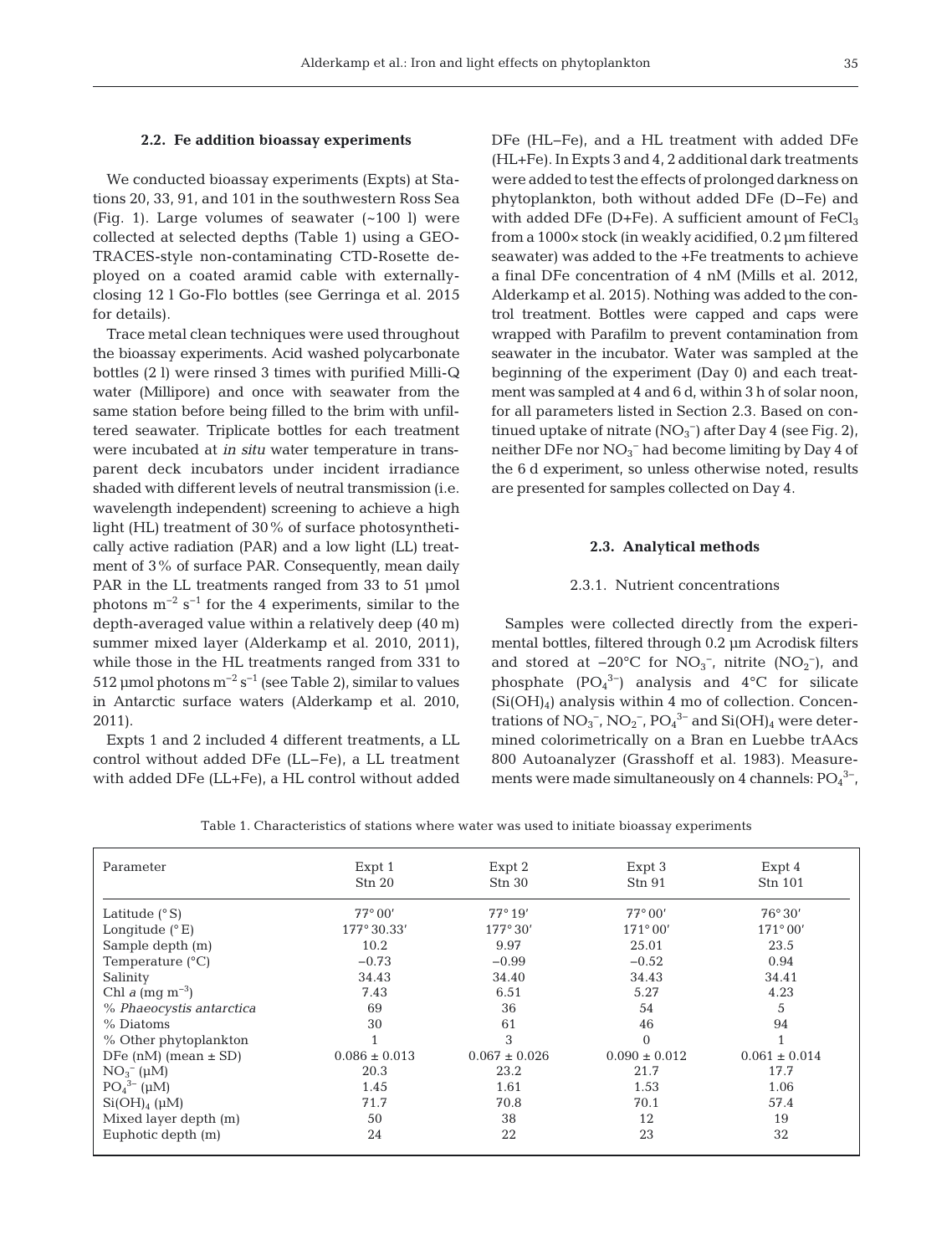### 2.2. Fe addition bioassay experiments

We conducted bioassay experiments (Expts) at Stations 20, 33, 91, and 101 in the southwestern Ross Sea (Fig. 1). Large volumes of seawater (~100 l) were collected at selected depths (Table 1) using a GEOTRACES-style non-contaminating CTD-Rosette deployed on a coated aramid cable with externally-closing 12 l Go-Flo bottles (see Gerringa et al. 2015 for details).

Trace metal clean techniques were used throughout the bioassay experiments. Acid washed polycarbonate bottles (2 l) were rinsed 3 times with purified Milli-Q water (Millipore) and once with seawater from the same station before being filled to the brim with unfiltered seawater. Triplicate bottles for each treatment were incubated at *in situ* water temperature in transparent deck incubators under incident irradiance shaded with different levels of neutral transmission (i.e. wavelength independent) screening to achieve a high light (HL) treatment of 30% of surface photosynthetically active radiation (PAR) and a low light (LL) treatment of 3% of surface PAR. Consequently, mean daily PAR in the LL treatments ranged from 33 to 51 µmol photons $m^{-2}$ $s^{-1}$ for the 4 experiments, similar to the depth-averaged value within a relatively deep (40 m) summer mixed layer (Alderkamp et al. 2010, 2011), while those in the HL treatments ranged from 331 to 512 µmol photons $m^{-2}$ $s^{-1}$ (see Table 2), similar to values in Antarctic surface waters (Alderkamp et al. 2010, 2011).

Expts 1 and 2 included 4 different treatments, a LL control without added DFe (LL−Fe), a LL treatment with added DFe (LL+Fe), a HL control without added DFe (HL−Fe), and a HL treatment with added DFe (HL+Fe). In Expts 3 and 4, 2 additional dark treatments were added to test the effects of prolonged darkness on phytoplankton, both without added DFe (D−Fe) and with added DFe (D+Fe). A sufficient amount of $FeCl_3$ from a 1000× stock (in weakly acidified, 0.2 µm filtered seawater) was added to the +Fe treatments to achieve a final DFe concentration of 4 nM (Mills et al. 2012, Alderkamp et al. 2015). Nothing was added to the control treatment. Bottles were capped and caps were wrapped with Parafilm to prevent contamination from seawater in the incubator. Water was sampled at the beginning of the experiment (Day 0) and each treatment was sampled at 4 and 6 d, within 3 h of solar noon, for all parameters listed in Section 2.3. Based on continued uptake of nitrate ($NO_3^-$) after Day 4 (see Fig. 2), neither DFe nor $NO_3^-$ had become limiting by Day 4 of the 6 d experiment, so unless otherwise noted, results are presented for samples collected on Day 4.

### 2.3. Analytical methods

#### 2.3.1. Nutrient concentrations

Samples were collected directly from the experimental bottles, filtered through 0.2 µm Acrodisk filters and stored at −20°C for $NO_3^-$, nitrite ($NO_2^-$), and phosphate ($PO_4^{3-}$) analysis and 4°C for silicate ($Si(OH)_4$) analysis within 4 mo of collection. Concentrations of $NO_3^-$, $NO_2^-$, $PO_4^{3-}$ and $Si(OH)_4$ were determined colorimetrically on a Bran en Luebbe trAAcs 800 Autoanalyzer (Grasshoff et al. 1983). Measurements were made simultaneously on 4 channels: $PO_4^{3-}$,

Table 1. Characteristics of stations where water was used to initiate bioassay experiments

| Parameter | Expt 1<br>Stn 20 | Expt 2<br>Stn 30 | Expt 3<br>Stn 91 | Expt 4<br>Stn 101 |
|---|---|---|---|---|
| Latitude (°S) | 77° 00′ | 77° 19′ | 77° 00′ | 76° 30′ |
| Longitude (°E) | 177° 30.33′ | 177° 30′ | 171° 00′ | 171° 00′ |
| Sample depth (m) | 10.2 | 9.97 | 25.01 | 23.5 |
| Temperature (°C) | −0.73 | −0.99 | −0.52 | 0.94 |
| Salinity | 34.43 | 34.40 | 34.43 | 34.41 |
| Chl *a* (mg $m^{-3}$) | 7.43 | 6.51 | 5.27 | 4.23 |
| % *Phaeocystis antarctica* | 69 | 36 | 54 | 5 |
| % Diatoms | 30 | 61 | 46 | 94 |
| % Other phytoplankton | 1 | 3 | 0 | 1 |
| DFe (nM) (mean ± SD) | 0.086 ± 0.013 | 0.067 ± 0.026 | 0.090 ± 0.012 | 0.061 ± 0.014 |
| $NO_3^-$ (µM) | 20.3 | 23.2 | 21.7 | 17.7 |
| $PO_4^{3-}$ (µM) | 1.45 | 1.61 | 1.53 | 1.06 |
| $Si(OH)_4$ (µM) | 71.7 | 70.8 | 70.1 | 57.4 |
| Mixed layer depth (m) | 50 | 38 | 12 | 19 |
| Euphotic depth (m) | 24 | 22 | 23 | 32 |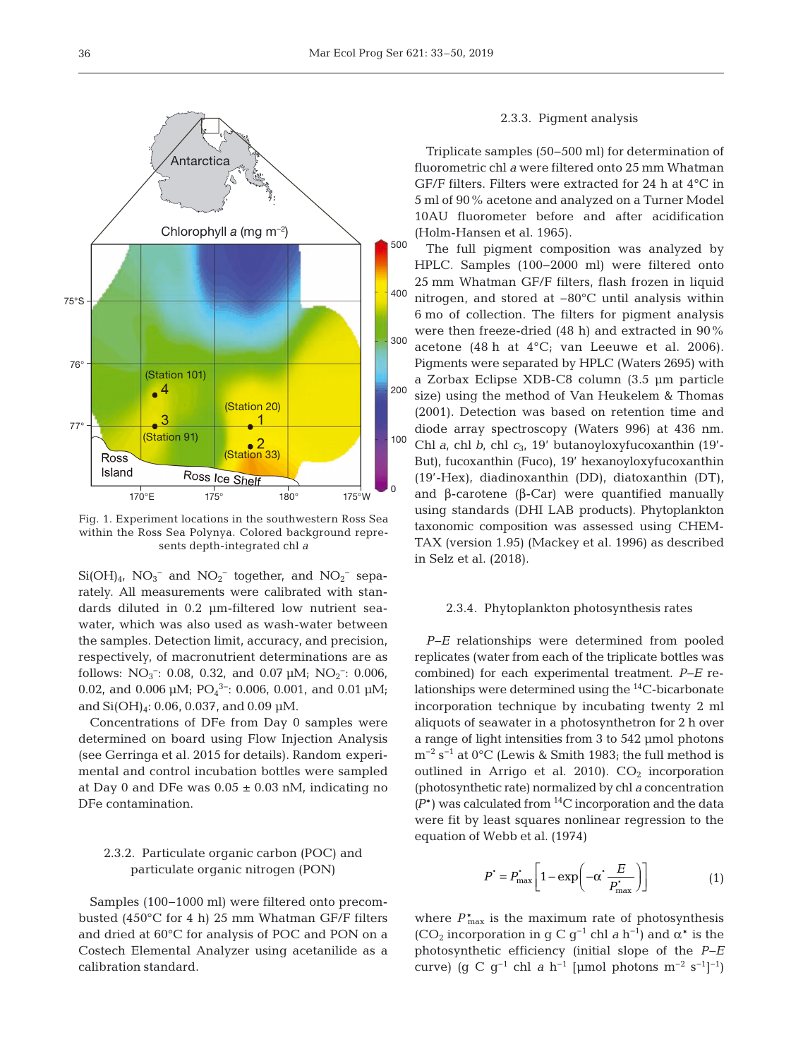Fig. 1. Experiment locations in the southwestern Ross Sea within the Ross Sea Polynya. Colored background represents depth-integrated chl *a*

$Si(OH)_4$, $NO_3^-$ and $NO_2^-$ together, and $NO_2^-$ separately. All measurements were calibrated with standards diluted in 0.2 µm-filtered low nutrient seawater, which was also used as wash-water between the samples. Detection limit, accuracy, and precision, respectively, of macronutrient determinations are as follows: $NO_3^-$: 0.08, 0.32, and 0.07 µM; $NO_2^-$: 0.006, 0.02, and 0.006 µM; $PO_4^{3-}$: 0.006, 0.001, and 0.01 µM; and $Si(OH)_4$: 0.06, 0.037, and 0.09 µM.

Concentrations of DFe from Day 0 samples were determined on board using Flow Injection Analysis (see Gerringa et al. 2015 for details). Random experimental and control incubation bottles were sampled at Day 0 and DFe was 0.05 ± 0.03 nM, indicating no DFe contamination.

### 2.3.2. Particulate organic carbon (POC) and particulate organic nitrogen (PON)

Samples (100–1000 ml) were filtered onto precombusted (450°C for 4 h) 25 mm Whatman GF/F filters and dried at 60°C for analysis of POC and PON on a Costech Elemental Analyzer using acetanilide as a calibration standard.

### 2.3.3. Pigment analysis

Triplicate samples (50–500 ml) for determination of fluorometric chl *a* were filtered onto 25 mm Whatman GF/F filters. Filters were extracted for 24 h at 4°C in 5 ml of 90% acetone and analyzed on a Turner Model 10AU fluorometer before and after acidification (Holm-Hansen et al. 1965).

The full pigment composition was analyzed by HPLC. Samples (100–2000 ml) were filtered onto 25 mm Whatman GF/F filters, flash frozen in liquid nitrogen, and stored at −80°C until analysis within 6 mo of collection. The filters for pigment analysis were then freeze-dried (48 h) and extracted in 90% acetone (48 h at 4°C; van Leeuwe et al. 2006). Pigments were separated by HPLC (Waters 2695) with a Zorbax Eclipse XDB-C8 column (3.5 µm particle size) using the method of Van Heukelem & Thomas (2001). Detection was based on retention time and diode array spectroscopy (Waters 996) at 436 nm. Chl *a*, chl *b*, chl $c_3$, 19′ butanoyloxyfucoxanthin (19′-But), fucoxanthin (Fuco), 19′ hexanoyloxyfucoxanthin (19′-Hex), diadinoxanthin (DD), diatoxanthin (DT), and β-carotene (β-Car) were quantified manually using standards (DHI LAB products). Phytoplankton taxonomic composition was assessed using CHEMTAX (version 1.95) (Mackey et al. 1996) as described in Selz et al. (2018).

### 2.3.4. Phytoplankton photosynthesis rates

*P–E* relationships were determined from pooled replicates (water from each of the triplicate bottles was combined) for each experimental treatment. *P–E* relationships were determined using the $^{14}$C-bicarbonate incorporation technique by incubating twenty 2 ml aliquots of seawater in a photosynthetron for 2 h over a range of light intensities from 3 to 542 µmol photons m$^{-2}$ s$^{-1}$ at 0°C (Lewis & Smith 1983; the full method is outlined in Arrigo et al. 2010). $CO_2$ incorporation (photosynthetic rate) normalized by chl *a* concentration ($P^*$) was calculated from $^{14}$C incorporation and the data were fit by least squares nonlinear regression to the equation of Webb et al. (1974)

$$P^* = P^*_{max}\left[1 - \exp\left(-\alpha^* \frac{E}{P^*_{max}}\right)\right] \qquad (1)$$

where $P^*_{max}$ is the maximum rate of photosynthesis ($CO_2$ incorporation in g C g$^{-1}$ chl *a* h$^{-1}$) and $\alpha^*$ is the photosynthetic efficiency (initial slope of the *P–E* curve) (g C g$^{-1}$ chl *a* h$^{-1}$ [µmol photons m$^{-2}$ s$^{-1}$]$^{-1}$)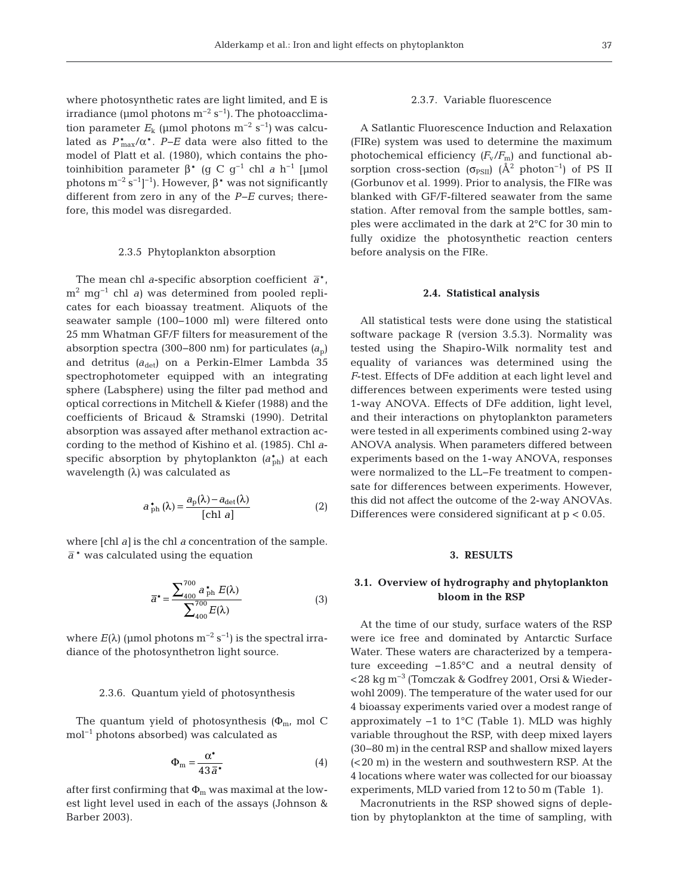where photosynthetic rates are light limited, and E is irradiance (µmol photons $m^{-2}$ $s^{-1}$). The photoacclimation parameter $E_k$ (µmol photons $m^{-2}$ $s^{-1}$) was calculated as $P^*_{max}/\alpha^*$. *P–E* data were also fitted to the model of Platt et al. (1980), which contains the photoinhibition parameter $\beta^*$ (g C $g^{-1}$ chl *a* $h^{-1}$ [µmol photons $m^{-2}$ $s^{-1}$]$^{-1}$). However, $\beta^*$ was not significantly different from zero in any of the *P–E* curves; therefore, this model was disregarded.

#### 2.3.5 Phytoplankton absorption

The mean chl *a*-specific absorption coefficient $\bar{a}^*$, $m^2$ $mg^{-1}$ chl *a*) was determined from pooled replicates for each bioassay treatment. Aliquots of the seawater sample (100–1000 ml) were filtered onto 25 mm Whatman GF/F filters for measurement of the absorption spectra (300–800 nm) for particulates ($a_p$) and detritus ($a_{det}$) on a Perkin-Elmer Lambda 35 spectrophotometer equipped with an integrating sphere (Labsphere) using the filter pad method and optical corrections in Mitchell & Kiefer (1988) and the coefficients of Bricaud & Stramski (1990). Detrital absorption was assayed after methanol extraction according to the method of Kishino et al. (1985). Chl *a*-specific absorption by phytoplankton ($a^*_{ph}$) at each wavelength (λ) was calculated as

$$a^*_{ph}(\lambda) = \frac{a_p(\lambda) - a_{det}(\lambda)}{[\text{chl } a]} \qquad (2)$$

where [chl *a*] is the chl *a* concentration of the sample. $\bar{a}^*$ was calculated using the equation

$$\bar{a}^* = \frac{\sum_{400}^{700} a^*_{ph} E(\lambda)}{\sum_{400}^{700} E(\lambda)} \qquad (3)$$

where $E(\lambda)$ (µmol photons $m^{-2}$ $s^{-1}$) is the spectral irradiance of the photosynthetron light source.

#### 2.3.6. Quantum yield of photosynthesis

The quantum yield of photosynthesis ($\Phi_m$, mol C $mol^{-1}$ photons absorbed) was calculated as

$$\Phi_m = \frac{\alpha^*}{43\bar{a}^*} \qquad (4)$$

after first confirming that $\Phi_m$ was maximal at the lowest light level used in each of the assays (Johnson & Barber 2003).

#### 2.3.7. Variable fluorescence

A Satlantic Fluorescence Induction and Relaxation (FIRe) system was used to determine the maximum photochemical efficiency ($F_v/F_m$) and functional absorption cross-section ($\sigma_{PSII}$) (Å$^2$ photon$^{-1}$) of PS II (Gorbunov et al. 1999). Prior to analysis, the FIRe was blanked with GF/F-filtered seawater from the same station. After removal from the sample bottles, samples were acclimated in the dark at 2°C for 30 min to fully oxidize the photosynthetic reaction centers before analysis on the FIRe.

### 2.4. Statistical analysis

All statistical tests were done using the statistical software package R (version 3.5.3). Normality was tested using the Shapiro-Wilk normality test and equality of variances was determined using the *F*-test. Effects of DFe addition at each light level and differences between experiments were tested using 1-way ANOVA. Effects of DFe addition, light level, and their interactions on phytoplankton parameters were tested in all experiments combined using 2-way ANOVA analysis. When parameters differed between experiments based on the 1-way ANOVA, responses were normalized to the LL–Fe treatment to compensate for differences between experiments. However, this did not affect the outcome of the 2-way ANOVAs. Differences were considered significant at $p < 0.05$.

## 3. RESULTS

### 3.1. Overview of hydrography and phytoplankton bloom in the RSP

At the time of our study, surface waters of the RSP were ice free and dominated by Antarctic Surface Water. These waters are characterized by a temperature exceeding −1.85°C and a neutral density of <28 kg $m^{-3}$ (Tomczak & Godfrey 2001, Orsi & Wiederwohl 2009). The temperature of the water used for our 4 bioassay experiments varied over a modest range of approximately −1 to 1°C (Table 1). MLD was highly variable throughout the RSP, with deep mixed layers (30–80 m) in the central RSP and shallow mixed layers (<20 m) in the western and southwestern RSP. At the 4 locations where water was collected for our bioassay experiments, MLD varied from 12 to 50 m (Table 1).

Macronutrients in the RSP showed signs of depletion by phytoplankton at the time of sampling, with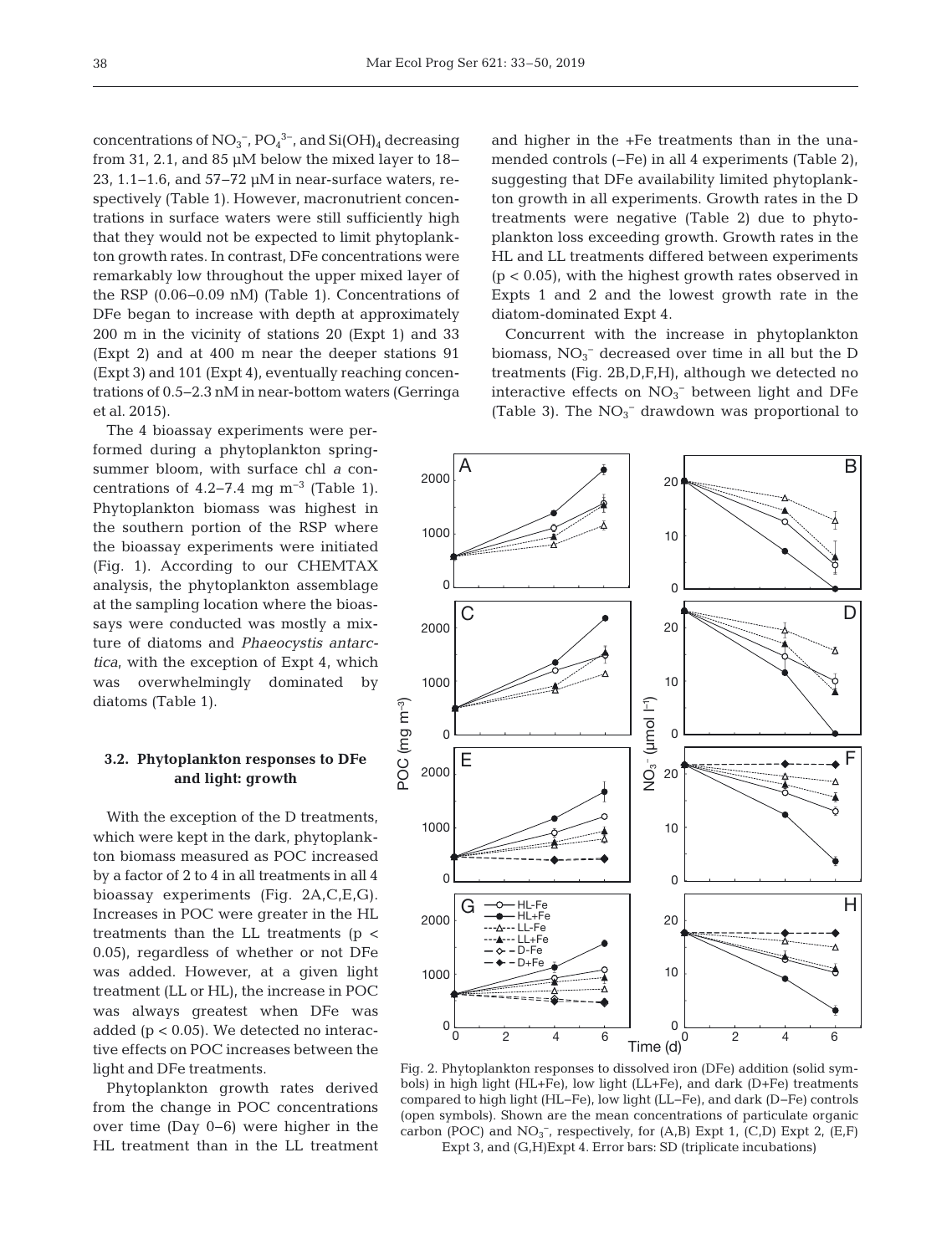concentrations of $NO_3^-$, $PO_4^{3-}$, and $Si(OH)_4$ decreasing from 31, 2.1, and 85 µM below the mixed layer to 18–23, 1.1–1.6, and 57–72 µM in near-surface waters, respectively (Table 1). However, macronutrient concentrations in surface waters were still sufficiently high that they would not be expected to limit phytoplankton growth rates. In contrast, DFe concentrations were remarkably low throughout the upper mixed layer of the RSP (0.06–0.09 nM) (Table 1). Concentrations of DFe began to increase with depth at approximately 200 m in the vicinity of stations 20 (Expt 1) and 33 (Expt 2) and at 400 m near the deeper stations 91 (Expt 3) and 101 (Expt 4), eventually reaching concentrations of 0.5–2.3 nM in near-bottom waters (Gerringa et al. 2015).

The 4 bioassay experiments were performed during a phytoplankton spring-summer bloom, with surface chl *a* concentrations of 4.2–7.4 mg $m^{-3}$ (Table 1). Phytoplankton biomass was highest in the southern portion of the RSP where the bioassay experiments were initiated (Fig. 1). According to our CHEMTAX analysis, the phytoplankton assemblage at the sampling location where the bioassays were conducted was mostly a mixture of diatoms and *Phaeocystis antarctica*, with the exception of Expt 4, which was overwhelmingly dominated by diatoms (Table 1).

### 3.2. Phytoplankton responses to DFe and light: growth

With the exception of the D treatments, which were kept in the dark, phytoplankton biomass measured as POC increased by a factor of 2 to 4 in all treatments in all 4 bioassay experiments (Fig. 2A,C,E,G). Increases in POC were greater in the HL treatments than the LL treatments ($p < 0.05$), regardless of whether or not DFe was added. However, at a given light treatment (LL or HL), the increase in POC was always greatest when DFe was added ($p < 0.05$). We detected no interactive effects on POC increases between the light and DFe treatments.

Phytoplankton growth rates derived from the change in POC concentrations over time (Day 0–6) were higher in the HL treatment than in the LL treatment and higher in the +Fe treatments than in the unamended controls (−Fe) in all 4 experiments (Table 2), suggesting that DFe availability limited phytoplankton growth in all experiments. Growth rates in the D treatments were negative (Table 2) due to phytoplankton loss exceeding growth. Growth rates in the HL and LL treatments differed between experiments ($p < 0.05$), with the highest growth rates observed in Expts 1 and 2 and the lowest growth rate in the diatom-dominated Expt 4.

Concurrent with the increase in phytoplankton biomass, $NO_3^-$ decreased over time in all but the D treatments (Fig. 2B,D,F,H), although we detected no interactive effects on $NO_3^-$ between light and DFe (Table 3). The $NO_3^-$ drawdown was proportional to

Fig. 2. Phytoplankton responses to dissolved iron (DFe) addition (solid symbols) in high light (HL+Fe), low light (LL+Fe), and dark (D+Fe) treatments compared to high light (HL−Fe), low light (LL−Fe), and dark (D−Fe) controls (open symbols). Shown are the mean concentrations of particulate organic carbon (POC) and $NO_3^-$, respectively, for (A,B) Expt 1, (C,D) Expt 2, (E,F) Expt 3, and (G,H)Expt 4. Error bars: SD (triplicate incubations)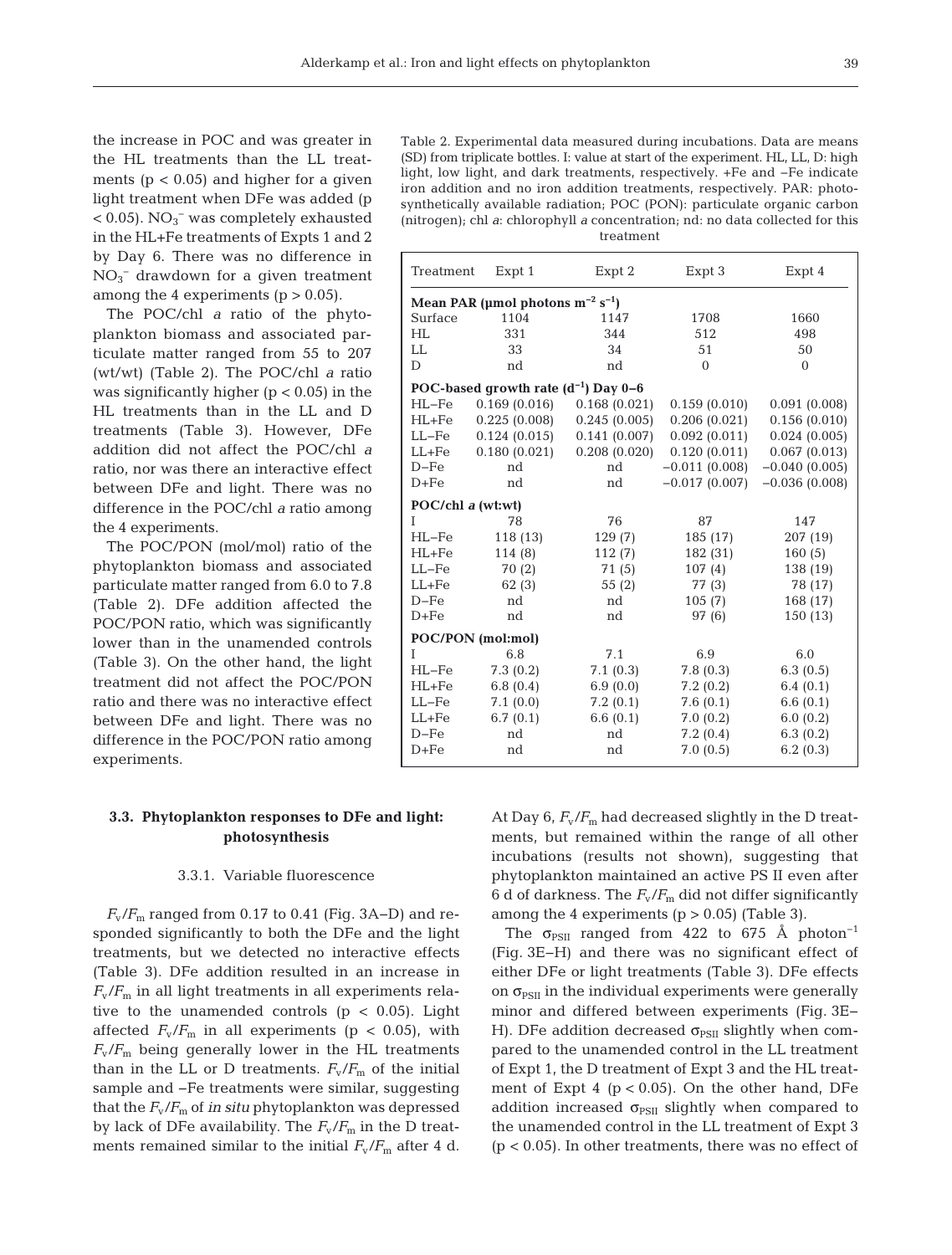the increase in POC and was greater in the HL treatments than the LL treatments ($p < 0.05$) and higher for a given light treatment when DFe was added ($p < 0.05$). $NO_3^-$ was completely exhausted in the HL+Fe treatments of Expts 1 and 2 by Day 6. There was no difference in $NO_3^-$ drawdown for a given treatment among the 4 experiments ($p > 0.05$).

The POC/chl *a* ratio of the phytoplankton biomass and associated particulate matter ranged from 55 to 207 (wt/wt) (Table 2). The POC/chl *a* ratio was significantly higher ($p < 0.05$) in the HL treatments than in the LL and D treatments (Table 3). However, DFe addition did not affect the POC/chl *a* ratio, nor was there an interactive effect between DFe and light. There was no difference in the POC/chl *a* ratio among the 4 experiments.

The POC/PON (mol/mol) ratio of the phytoplankton biomass and associated particulate matter ranged from 6.0 to 7.8 (Table 2). DFe addition affected the POC/PON ratio, which was significantly lower than in the unamended controls (Table 3). On the other hand, the light treatment did not affect the POC/PON ratio and there was no interactive effect between DFe and light. There was no difference in the POC/PON ratio among experiments.

Table 2. Experimental data measured during incubations. Data are means (SD) from triplicate bottles. I: value at start of the experiment. HL, LL, D: high light, low light, and dark treatments, respectively. +Fe and −Fe indicate iron addition and no iron addition treatments, respectively. PAR: photosynthetically available radiation; POC (PON): particulate organic carbon (nitrogen); chl *a*: chlorophyll *a* concentration; nd: no data collected for this treatment

| Treatment | Expt 1 | Expt 2 | Expt 3 | Expt 4 |
|---|---|---|---|---|
| **Mean PAR (µmol photons $m^{-2}$ $s^{-1}$)** | | | | |
| Surface | 1104 | 1147 | 1708 | 1660 |
| HL | 331 | 344 | 512 | 498 |
| LL | 33 | 34 | 51 | 50 |
| D | nd | nd | 0 | 0 |
| **POC-based growth rate ($d^{-1}$) Day 0–6** | | | | |
| HL−Fe | 0.169 (0.016) | 0.168 (0.021) | 0.159 (0.010) | 0.091 (0.008) |
| HL+Fe | 0.225 (0.008) | 0.245 (0.005) | 0.206 (0.021) | 0.156 (0.010) |
| LL−Fe | 0.124 (0.015) | 0.141 (0.007) | 0.092 (0.011) | 0.024 (0.005) |
| LL+Fe | 0.180 (0.021) | 0.208 (0.020) | 0.120 (0.011) | 0.067 (0.013) |
| D−Fe | nd | nd | −0.011 (0.008) | −0.040 (0.005) |
| D+Fe | nd | nd | −0.017 (0.007) | −0.036 (0.008) |
| **POC/chl *a* (wt:wt)** | | | | |
| I | 78 | 76 | 87 | 147 |
| HL−Fe | 118 (13) | 129 (7) | 185 (17) | 207 (19) |
| HL+Fe | 114 (8) | 112 (7) | 182 (31) | 160 (5) |
| LL−Fe | 70 (2) | 71 (5) | 107 (4) | 138 (19) |
| LL+Fe | 62 (3) | 55 (2) | 77 (3) | 78 (17) |
| D−Fe | nd | nd | 105 (7) | 168 (17) |
| D+Fe | nd | nd | 97 (6) | 150 (13) |
| **POC/PON (mol:mol)** | | | | |
| I | 6.8 | 7.1 | 6.9 | 6.0 |
| HL−Fe | 7.3 (0.2) | 7.1 (0.3) | 7.8 (0.3) | 6.3 (0.5) |
| HL+Fe | 6.8 (0.4) | 6.9 (0.0) | 7.2 (0.2) | 6.4 (0.1) |
| LL−Fe | 7.1 (0.0) | 7.2 (0.1) | 7.6 (0.1) | 6.6 (0.1) |
| LL+Fe | 6.7 (0.1) | 6.6 (0.1) | 7.0 (0.2) | 6.0 (0.2) |
| D−Fe | nd | nd | 7.2 (0.4) | 6.3 (0.2) |
| D+Fe | nd | nd | 7.0 (0.5) | 6.2 (0.3) |

### 3.3. Phytoplankton responses to DFe and light: photosynthesis

#### 3.3.1. Variable fluorescence

$F_v/F_m$ ranged from 0.17 to 0.41 (Fig. 3A–D) and responded significantly to both the DFe and the light treatments, but we detected no interactive effects (Table 3). DFe addition resulted in an increase in $F_v/F_m$ in all light treatments in all experiments relative to the unamended controls ($p < 0.05$). Light affected $F_v/F_m$ in all experiments ($p < 0.05$), with $F_v/F_m$ being generally lower in the HL treatments than in the LL or D treatments. $F_v/F_m$ of the initial sample and −Fe treatments were similar, suggesting that the $F_v/F_m$ of *in situ* phytoplankton was depressed by lack of DFe availability. The $F_v/F_m$ in the D treatments remained similar to the initial $F_v/F_m$ after 4 d. At Day 6, $F_v/F_m$ had decreased slightly in the D treatments, but remained within the range of all other incubations (results not shown), suggesting that phytoplankton maintained an active PS II even after 6 d of darkness. The $F_v/F_m$ did not differ significantly among the 4 experiments ($p > 0.05$) (Table 3).

The $\sigma_{PSII}$ ranged from 422 to 675 Å $photon^{-1}$ (Fig. 3E–H) and there was no significant effect of either DFe or light treatments (Table 3). DFe effects on $\sigma_{PSII}$ in the individual experiments were generally minor and differed between experiments (Fig. 3E–H). DFe addition decreased $\sigma_{PSII}$ slightly when compared to the unamended control in the LL treatment of Expt 1, the D treatment of Expt 3 and the HL treatment of Expt 4 ($p < 0.05$). On the other hand, DFe addition increased $\sigma_{PSII}$ slightly when compared to the unamended control in the LL treatment of Expt 3 ($p < 0.05$). In other treatments, there was no effect of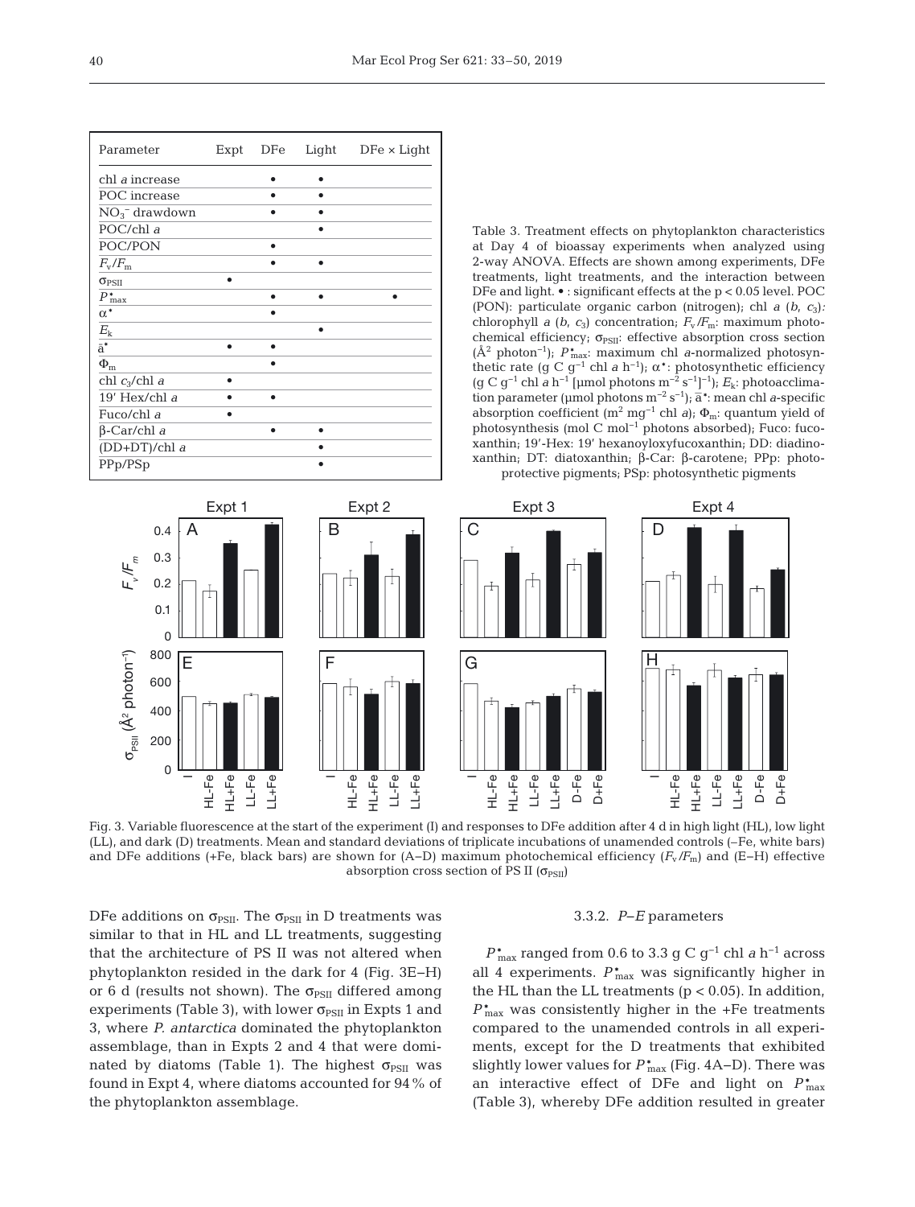| Parameter | Expt | DFe | Light | DFe × Light |
|---|---|---|---|---|
| chl *a* increase | | • | • | |
| POC increase | | • | • | |
| $NO_3^-$ drawdown | | • | • | |
| POC/chl *a* | | | • | |
| POC/PON | | • | | |
| $F_v/F_m$ | | • | • | |
| $\sigma_{PSII}$ | • | | | |
| $P^*_{max}$ | | • | • | • |
| $\alpha^*$ | | • | | |
| $E_k$ | | | • | |
| $\bar{a}^*$ | • | • | | |
| $\Phi_m$ | | • | | |
| chl $c_3$/chl *a* | • | | | |
| 19′ Hex/chl *a* | • | • | | |
| Fuco/chl *a* | • | | | |
| β-Car/chl *a* | | • | • | |
| (DD+DT)/chl *a* | | | • | |
| PPp/PSp | | | • | |

Table 3. Treatment effects on phytoplankton characteristics at Day 4 of bioassay experiments when analyzed using 2-way ANOVA. Effects are shown among experiments, DFe treatments, light treatments, and the interaction between DFe and light. • : significant effects at the p < 0.05 level. POC (PON): particulate organic carbon (nitrogen); chl *a* (*b*, $c_3$): chlorophyll *a* (*b*, $c_3$) concentration; $F_v/F_m$: maximum photochemical efficiency; $\sigma_{PSII}$: effective absorption cross section (Å$^2$ photon$^{-1}$); $P^*_{max}$: maximum chl *a*-normalized photosynthetic rate (g C g$^{-1}$ chl *a* h$^{-1}$); $\alpha^*$: photosynthetic efficiency (g C g$^{-1}$ chl *a* h$^{-1}$ [µmol photons m$^{-2}$ s$^{-1}$]$^{-1}$); $E_k$: photoacclimation parameter (µmol photons m$^{-2}$ s$^{-1}$); $\bar{a}^*$: mean chl *a*-specific absorption coefficient (m$^2$ mg$^{-1}$ chl *a*); $\Phi_m$: quantum yield of photosynthesis (mol C mol$^{-1}$ photons absorbed); Fuco: fucoxanthin; 19′-Hex: 19′ hexanoyloxyfucoxanthin; DD: diadinoxanthin; DT: diatoxanthin; β-Car: β-carotene; PPp: photoprotective pigments; PSp: photosynthetic pigments

Fig. 3. Variable fluorescence at the start of the experiment (I) and responses to DFe addition after 4 d in high light (HL), low light (LL), and dark (D) treatments. Mean and standard deviations of triplicate incubations of unamended controls (–Fe, white bars) and DFe additions (+Fe, black bars) are shown for (A–D) maximum photochemical efficiency ($F_v/F_m$) and (E–H) effective absorption cross section of PS II ($\sigma_{PSII}$)

DFe additions on $\sigma_{PSII}$. The $\sigma_{PSII}$ in D treatments was similar to that in HL and LL treatments, suggesting that the architecture of PS II was not altered when phytoplankton resided in the dark for 4 (Fig. 3E–H) or 6 d (results not shown). The $\sigma_{PSII}$ differed among experiments (Table 3), with lower $\sigma_{PSII}$ in Expts 1 and 3, where *P. antarctica* dominated the phytoplankton assemblage, than in Expts 2 and 4 that were dominated by diatoms (Table 1). The highest $\sigma_{PSII}$ was found in Expt 4, where diatoms accounted for 94% of the phytoplankton assemblage.

### 3.3.2. *P–E* parameters

$P^*_{max}$ ranged from 0.6 to 3.3 g C g$^{-1}$ chl *a* h$^{-1}$ across all 4 experiments. $P^*_{max}$ was significantly higher in the HL than the LL treatments (p < 0.05). In addition, $P^*_{max}$ was consistently higher in the +Fe treatments compared to the unamended controls in all experiments, except for the D treatments that exhibited slightly lower values for $P^*_{max}$ (Fig. 4A–D). There was an interactive effect of DFe and light on $P^*_{max}$ (Table 3), whereby DFe addition resulted in greater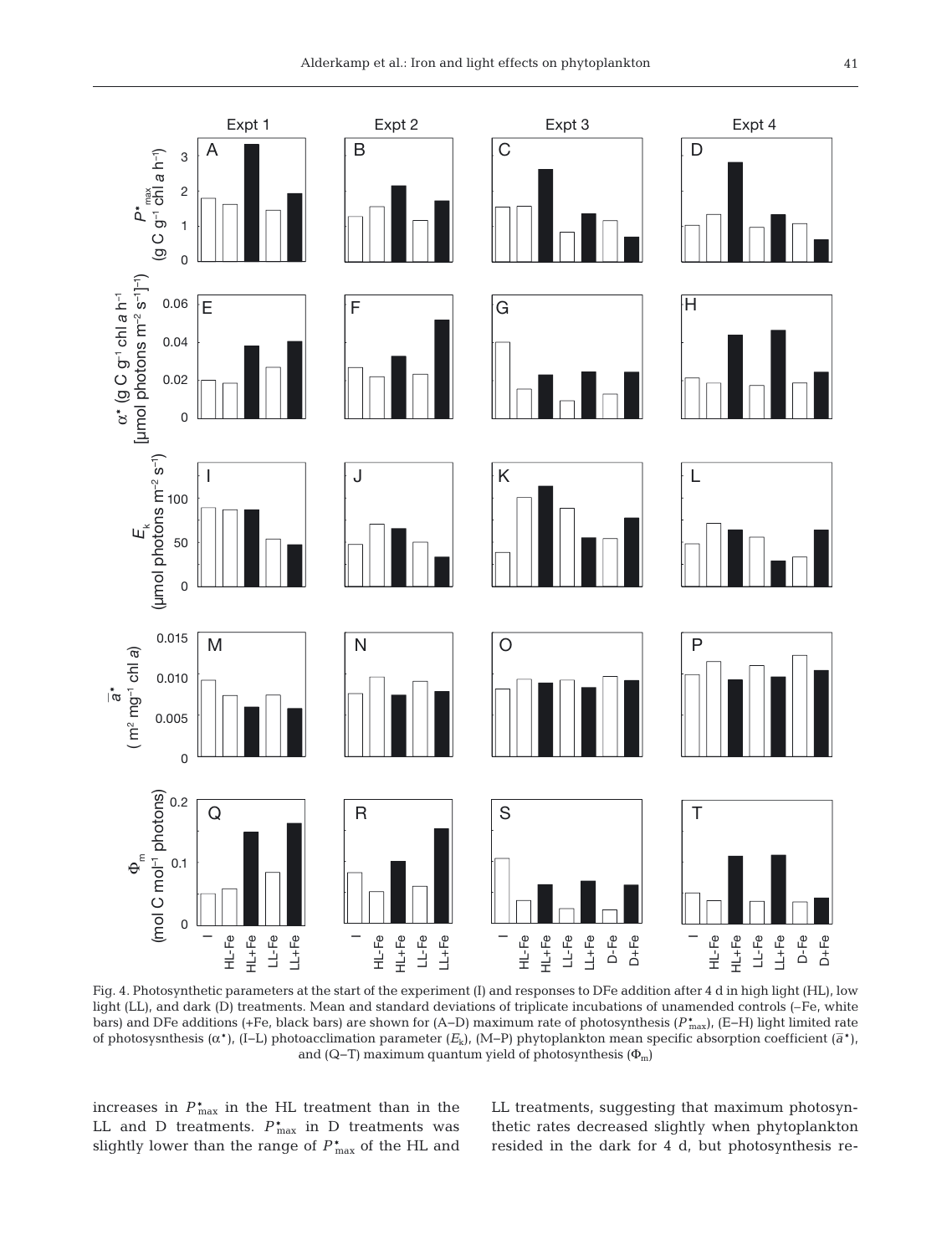Fig. 4. Photosynthetic parameters at the start of the experiment (I) and responses to DFe addition after 4 d in high light (HL), low light (LL), and dark (D) treatments. Mean and standard deviations of triplicate incubations of unamended controls (–Fe, white bars) and DFe additions (+Fe, black bars) are shown for (A–D) maximum rate of photosynthesis ($P^*_{max}$), (E–H) light limited rate of photosysnthesis ($\alpha^*$), (I–L) photoacclimation parameter ($E_k$), (M–P) phytoplankton mean specific absorption coefficient ($\bar{a}^*$), and (Q–T) maximum quantum yield of photosynthesis ($\Phi_m$)

increases in $P^*_{max}$ in the HL treatment than in the LL and D treatments. $P^*_{max}$ in D treatments was slightly lower than the range of $P^*_{max}$ of the HL and LL treatments, suggesting that maximum photosynthetic rates decreased slightly when phytoplankton resided in the dark for 4 d, but photosynthesis re-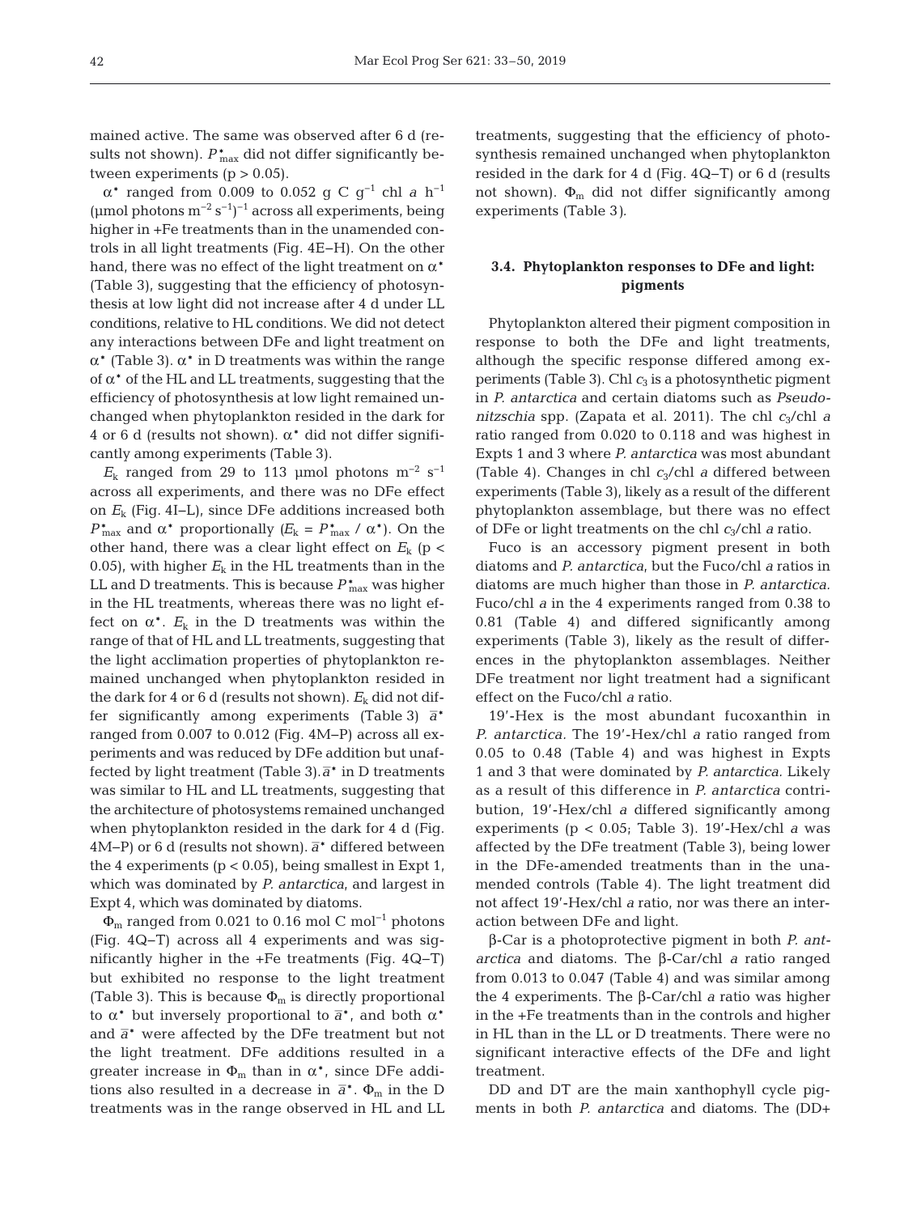mained active. The same was observed after 6 d (results not shown). $P^{*}_{max}$ did not differ significantly between experiments ($p > 0.05$).

$\alpha^{*}$ ranged from 0.009 to 0.052 g C $g^{-1}$ chl *a* $h^{-1}$ (μmol photons $m^{-2}$ $s^{-1}$)$^{-1}$ across all experiments, being higher in +Fe treatments than in the unamended controls in all light treatments (Fig. 4E–H). On the other hand, there was no effect of the light treatment on $\alpha^{*}$ (Table 3), suggesting that the efficiency of photosynthesis at low light did not increase after 4 d under LL conditions, relative to HL conditions. We did not detect any interactions between DFe and light treatment on $\alpha^{*}$ (Table 3). $\alpha^{*}$ in D treatments was within the range of $\alpha^{*}$ of the HL and LL treatments, suggesting that the efficiency of photosynthesis at low light remained unchanged when phytoplankton resided in the dark for 4 or 6 d (results not shown). $\alpha^{*}$ did not differ significantly among experiments (Table 3).

$E_k$ ranged from 29 to 113 μmol photons $m^{-2}$ $s^{-1}$ across all experiments, and there was no DFe effect on $E_k$ (Fig. 4I–L), since DFe additions increased both $P^{*}_{max}$ and $\alpha^{*}$ proportionally ($E_k = P^{*}_{max} / \alpha^{*}$). On the other hand, there was a clear light effect on $E_k$ ($p < 0.05$), with higher $E_k$ in the HL treatments than in the LL and D treatments. This is because $P^{*}_{max}$ was higher in the HL treatments, whereas there was no light effect on $\alpha^{*}$. $E_k$ in the D treatments was within the range of that of HL and LL treatments, suggesting that the light acclimation properties of phytoplankton remained unchanged when phytoplankton resided in the dark for 4 or 6 d (results not shown). $E_k$ did not differ significantly among experiments (Table 3) $\bar{a}^{*}$ ranged from 0.007 to 0.012 (Fig. 4M–P) across all experiments and was reduced by DFe addition but unaffected by light treatment (Table 3). $\bar{a}^{*}$ in D treatments was similar to HL and LL treatments, suggesting that the architecture of photosystems remained unchanged when phytoplankton resided in the dark for 4 d (Fig. 4M–P) or 6 d (results not shown). $\bar{a}^{*}$ differed between the 4 experiments ($p < 0.05$), being smallest in Expt 1, which was dominated by *P. antarctica*, and largest in Expt 4, which was dominated by diatoms.

$\Phi_m$ ranged from 0.021 to 0.16 mol C $mol^{-1}$ photons (Fig. 4Q–T) across all 4 experiments and was significantly higher in the +Fe treatments (Fig. 4Q–T) but exhibited no response to the light treatment (Table 3). This is because $\Phi_m$ is directly proportional to $\alpha^{*}$ but inversely proportional to $\bar{a}^{*}$, and both $\alpha^{*}$ and $\bar{a}^{*}$ were affected by the DFe treatment but not the light treatment. DFe additions resulted in a greater increase in $\Phi_m$ than in $\alpha^{*}$, since DFe additions also resulted in a decrease in $\bar{a}^{*}$. $\Phi_m$ in the D treatments was in the range observed in HL and LL treatments, suggesting that the efficiency of photosynthesis remained unchanged when phytoplankton resided in the dark for 4 d (Fig. 4Q–T) or 6 d (results not shown). $\Phi_m$ did not differ significantly among experiments (Table 3).

### 3.4. Phytoplankton responses to DFe and light: pigments

Phytoplankton altered their pigment composition in response to both the DFe and light treatments, although the specific response differed among experiments (Table 3). Chl $c_3$ is a photosynthetic pigment in *P. antarctica* and certain diatoms such as *Pseudo-nitzschia* spp. (Zapata et al. 2011). The chl $c_3$/chl *a* ratio ranged from 0.020 to 0.118 and was highest in Expts 1 and 3 where *P. antarctica* was most abundant (Table 4). Changes in chl $c_3$/chl *a* differed between experiments (Table 3), likely as a result of the different phytoplankton assemblage, but there was no effect of DFe or light treatments on the chl $c_3$/chl *a* ratio.

Fuco is an accessory pigment present in both diatoms and *P. antarctica*, but the Fuco/chl *a* ratios in diatoms are much higher than those in *P. antarctica.* Fuco/chl *a* in the 4 experiments ranged from 0.38 to 0.81 (Table 4) and differed significantly among experiments (Table 3), likely as the result of differences in the phytoplankton assemblages. Neither DFe treatment nor light treatment had a significant effect on the Fuco/chl *a* ratio.

19′-Hex is the most abundant fucoxanthin in *P. antarctica.* The 19′-Hex/chl *a* ratio ranged from 0.05 to 0.48 (Table 4) and was highest in Expts 1 and 3 that were dominated by *P. antarctica.* Likely as a result of this difference in *P. antarctica* contribution, 19′-Hex/chl *a* differed significantly among experiments ($p < 0.05$; Table 3). 19′-Hex/chl *a* was affected by the DFe treatment (Table 3), being lower in the DFe-amended treatments than in the unamended controls (Table 4). The light treatment did not affect 19′-Hex/chl *a* ratio, nor was there an interaction between DFe and light.

β-Car is a photoprotective pigment in both *P. antarctica* and diatoms. The β-Car/chl *a* ratio ranged from 0.013 to 0.047 (Table 4) and was similar among the 4 experiments. The β-Car/chl *a* ratio was higher in the +Fe treatments than in the controls and higher in HL than in the LL or D treatments. There were no significant interactive effects of the DFe and light treatment.

DD and DT are the main xanthophyll cycle pigments in both *P. antarctica* and diatoms. The (DD+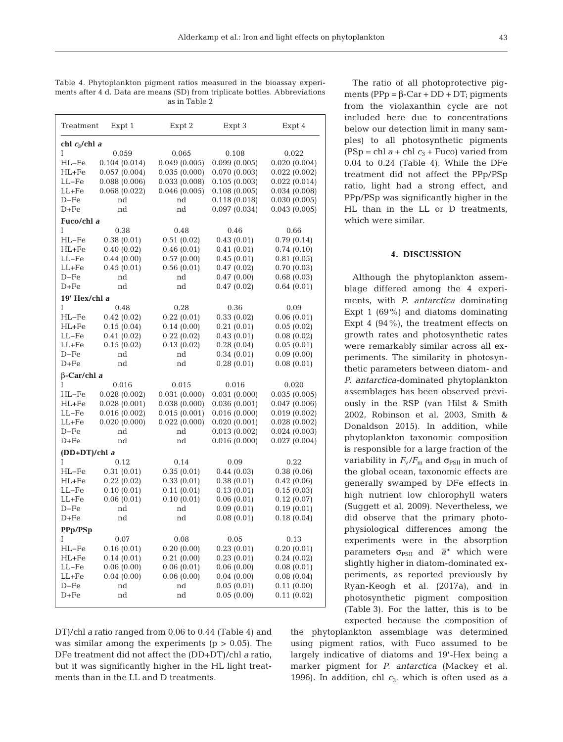Table 4. Phytoplankton pigment ratios measured in the bioassay experiments after 4 d. Data are means (SD) from triplicate bottles. Abbreviations as in Table 2

| Treatment | Expt 1 | Expt 2 | Expt 3 | Expt 4 |
|---|---|---|---|---|
| **chl $c_3$/chl *a*** | | | | |
| I | 0.059 | 0.065 | 0.108 | 0.022 |
| HL–Fe | 0.104 (0.014) | 0.049 (0.005) | 0.099 (0.005) | 0.020 (0.004) |
| HL+Fe | 0.057 (0.004) | 0.035 (0.000) | 0.070 (0.003) | 0.022 (0.002) |
| LL–Fe | 0.088 (0.006) | 0.033 (0.008) | 0.105 (0.003) | 0.022 (0.014) |
| LL+Fe | 0.068 (0.022) | 0.046 (0.005) | 0.108 (0.005) | 0.034 (0.008) |
| D–Fe | nd | nd | 0.118 (0.018) | 0.030 (0.005) |
| D+Fe | nd | nd | 0.097 (0.034) | 0.043 (0.005) |
| **Fuco/chl *a*** | | | | |
| I | 0.38 | 0.48 | 0.46 | 0.66 |
| HL–Fe | 0.38 (0.01) | 0.51 (0.02) | 0.43 (0.01) | 0.79 (0.14) |
| HL+Fe | 0.40 (0.02) | 0.46 (0.01) | 0.41 (0.01) | 0.74 (0.10) |
| LL–Fe | 0.44 (0.00) | 0.57 (0.00) | 0.45 (0.01) | 0.81 (0.05) |
| LL+Fe | 0.45 (0.01) | 0.56 (0.01) | 0.47 (0.02) | 0.70 (0.03) |
| D–Fe | nd | nd | 0.47 (0.00) | 0.68 (0.03) |
| D+Fe | nd | nd | 0.47 (0.02) | 0.64 (0.01) |
| **19′ Hex/chl *a*** | | | | |
| I | 0.48 | 0.28 | 0.36 | 0.09 |
| HL–Fe | 0.42 (0.02) | 0.22 (0.01) | 0.33 (0.02) | 0.06 (0.01) |
| HL+Fe | 0.15 (0.04) | 0.14 (0.00) | 0.21 (0.01) | 0.05 (0.02) |
| LL–Fe | 0.41 (0.02) | 0.22 (0.02) | 0.43 (0.01) | 0.08 (0.02) |
| LL+Fe | 0.15 (0.02) | 0.13 (0.02) | 0.28 (0.04) | 0.05 (0.01) |
| D–Fe | nd | nd | 0.34 (0.01) | 0.09 (0.00) |
| D+Fe | nd | nd | 0.28 (0.01) | 0.08 (0.01) |
| **β-Car/chl *a*** | | | | |
| I | 0.016 | 0.015 | 0.016 | 0.020 |
| HL–Fe | 0.028 (0.002) | 0.031 (0.000) | 0.031 (0.000) | 0.035 (0.005) |
| HL+Fe | 0.028 (0.001) | 0.038 (0.000) | 0.036 (0.001) | 0.047 (0.006) |
| LL–Fe | 0.016 (0.002) | 0.015 (0.001) | 0.016 (0.000) | 0.019 (0.002) |
| LL+Fe | 0.020 (0.000) | 0.022 (0.000) | 0.020 (0.001) | 0.028 (0.002) |
| D–Fe | nd | nd | 0.013 (0.002) | 0.024 (0.003) |
| D+Fe | nd | nd | 0.016 (0.000) | 0.027 (0.004) |
| **(DD+DT)/chl *a*** | | | | |
| I | 0.12 | 0.14 | 0.09 | 0.22 |
| HL–Fe | 0.31 (0.01) | 0.35 (0.01) | 0.44 (0.03) | 0.38 (0.06) |
| HL+Fe | 0.22 (0.02) | 0.33 (0.01) | 0.38 (0.01) | 0.42 (0.06) |
| LL–Fe | 0.10 (0.01) | 0.11 (0.01) | 0.13 (0.01) | 0.15 (0.03) |
| LL+Fe | 0.06 (0.01) | 0.10 (0.01) | 0.06 (0.01) | 0.12 (0.07) |
| D–Fe | nd | nd | 0.09 (0.01) | 0.19 (0.01) |
| D+Fe | nd | nd | 0.08 (0.01) | 0.18 (0.04) |
| **PPp/PSp** | | | | |
| I | 0.07 | 0.08 | 0.05 | 0.13 |
| HL–Fe | 0.16 (0.01) | 0.20 (0.00) | 0.23 (0.01) | 0.20 (0.01) |
| HL+Fe | 0.14 (0.01) | 0.21 (0.00) | 0.23 (0.01) | 0.24 (0.02) |
| LL–Fe | 0.06 (0.00) | 0.06 (0.01) | 0.06 (0.00) | 0.08 (0.01) |
| LL+Fe | 0.04 (0.00) | 0.06 (0.00) | 0.04 (0.00) | 0.08 (0.04) |
| D–Fe | nd | nd | 0.05 (0.01) | 0.11 (0.00) |
| D+Fe | nd | nd | 0.05 (0.00) | 0.11 (0.02) |

DT)/chl *a* ratio ranged from 0.06 to 0.44 (Table 4) and was similar among the experiments ($p > 0.05$). The DFe treatment did not affect the (DD+DT)/chl *a* ratio, but it was significantly higher in the HL light treatments than in the LL and D treatments.

The ratio of all photoprotective pigments (PPp = β-Car + DD + DT; pigments from the violaxanthin cycle are not included here due to concentrations below our detection limit in many samples) to all photosynthetic pigments (PSp = chl *a* + chl $c_3$ + Fuco) varied from 0.04 to 0.24 (Table 4). While the DFe treatment did not affect the PPp/PSp ratio, light had a strong effect, and PPp/PSp was significantly higher in the HL than in the LL or D treatments, which were similar.

## 4. DISCUSSION

Although the phytoplankton assemblage differed among the 4 experiments, with *P. antarctica* dominating Expt 1 (69%) and diatoms dominating Expt 4 (94%), the treatment effects on growth rates and photosynthetic rates were remarkably similar across all experiments. The similarity in photosynthetic parameters between diatom- and *P. antarctica*-dominated phytoplankton assemblages has been observed previously in the RSP (van Hilst & Smith 2002, Robinson et al. 2003, Smith & Donaldson 2015). In addition, while phytoplankton taxonomic composition is responsible for a large fraction of the variability in $F_v/F_m$ and $\sigma_{PSII}$ in much of the global ocean, taxonomic effects are generally swamped by DFe effects in high nutrient low chlorophyll waters (Suggett et al. 2009). Nevertheless, we did observe that the primary photophysiological differences among the experiments were in the absorption parameters $\sigma_{PSII}$ and $\bar{a}^*$ which were slightly higher in diatom-dominated experiments, as reported previously by Ryan-Keogh et al. (2017a), and in photosynthetic pigment composition (Table 3). For the latter, this is to be expected because the composition of the phytoplankton assemblage was determined using pigment ratios, with Fuco assumed to be largely indicative of diatoms and 19′-Hex being a marker pigment for *P. antarctica* (Mackey et al. 1996). In addition, chl $c_3$, which is often used as a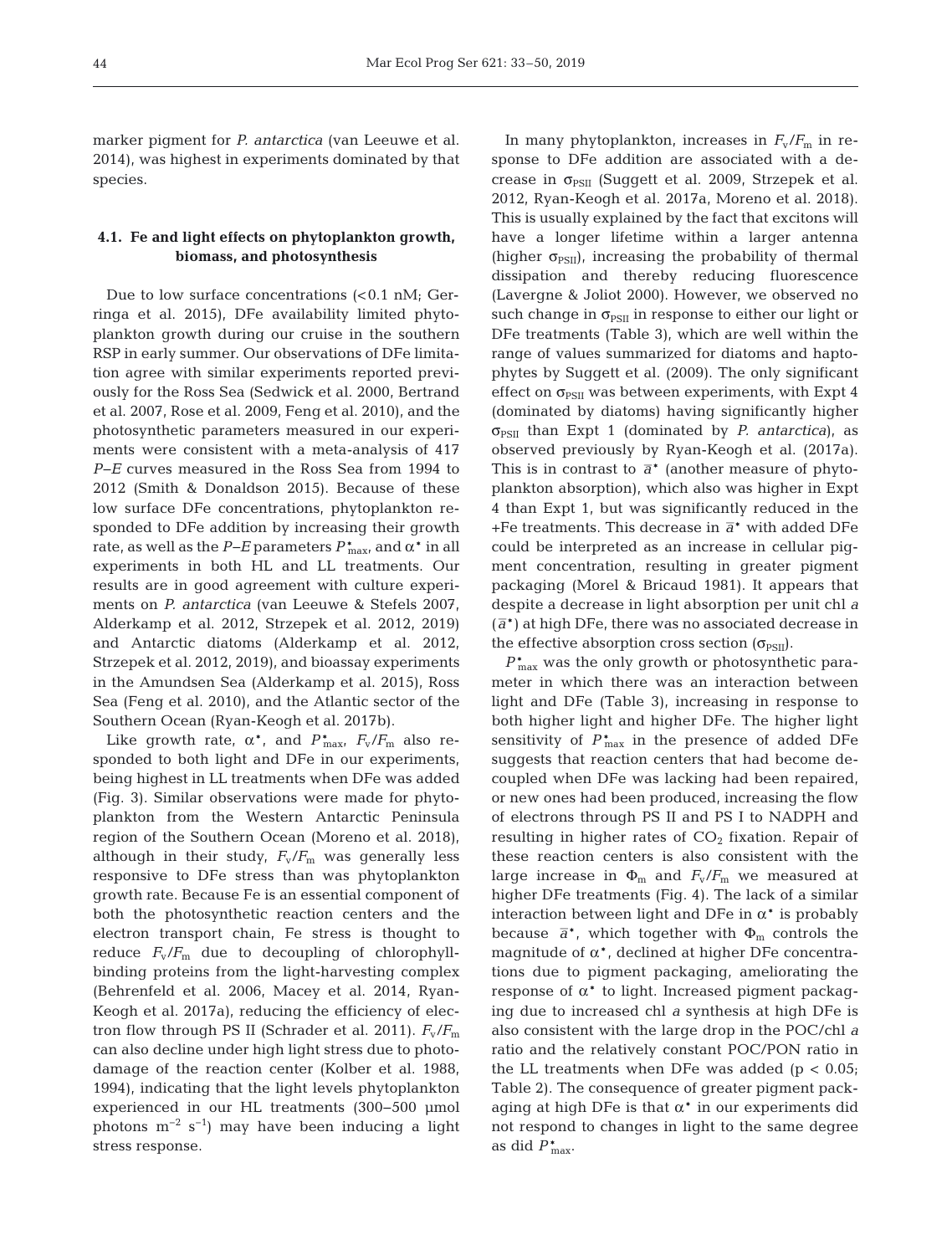marker pigment for *P. antarctica* (van Leeuwe et al. 2014), was highest in experiments dominated by that species.

### 4.1. Fe and light effects on phytoplankton growth, biomass, and photosynthesis

Due to low surface concentrations (<0.1 nM; Gerringa et al. 2015), DFe availability limited phytoplankton growth during our cruise in the southern RSP in early summer. Our observations of DFe limitation agree with similar experiments reported previously for the Ross Sea (Sedwick et al. 2000, Bertrand et al. 2007, Rose et al. 2009, Feng et al. 2010), and the photosynthetic parameters measured in our experiments were consistent with a meta-analysis of 417 *P–E* curves measured in the Ross Sea from 1994 to 2012 (Smith & Donaldson 2015). Because of these low surface DFe concentrations, phytoplankton responded to DFe addition by increasing their growth rate, as well as the *P–E* parameters $P^*_{max}$, and $\alpha^*$ in all experiments in both HL and LL treatments. Our results are in good agreement with culture experiments on *P. antarctica* (van Leeuwe & Stefels 2007, Alderkamp et al. 2012, Strzepek et al. 2012, 2019) and Antarctic diatoms (Alderkamp et al. 2012, Strzepek et al. 2012, 2019), and bioassay experiments in the Amundsen Sea (Alderkamp et al. 2015), Ross Sea (Feng et al. 2010), and the Atlantic sector of the Southern Ocean (Ryan-Keogh et al. 2017b).

Like growth rate, $\alpha^*$, and $P^*_{max}$, $F_v/F_m$ also responded to both light and DFe in our experiments, being highest in LL treatments when DFe was added (Fig. 3). Similar observations were made for phytoplankton from the Western Antarctic Peninsula region of the Southern Ocean (Moreno et al. 2018), although in their study, $F_v/F_m$ was generally less responsive to DFe stress than was phytoplankton growth rate. Because Fe is an essential component of both the photosynthetic reaction centers and the electron transport chain, Fe stress is thought to reduce $F_v/F_m$ due to decoupling of chlorophyll-binding proteins from the light-harvesting complex (Behrenfeld et al. 2006, Macey et al. 2014, Ryan-Keogh et al. 2017a), reducing the efficiency of electron flow through PS II (Schrader et al. 2011). $F_v/F_m$ can also decline under high light stress due to photodamage of the reaction center (Kolber et al. 1988, 1994), indicating that the light levels phytoplankton experienced in our HL treatments (300–500 µmol photons $m^{-2}$ $s^{-1}$) may have been inducing a light stress response.

In many phytoplankton, increases in $F_v/F_m$ in response to DFe addition are associated with a decrease in $\sigma_{PSII}$ (Suggett et al. 2009, Strzepek et al. 2012, Ryan-Keogh et al. 2017a, Moreno et al. 2018). This is usually explained by the fact that excitons will have a longer lifetime within a larger antenna (higher $\sigma_{PSII}$), increasing the probability of thermal dissipation and thereby reducing fluorescence (Lavergne & Joliot 2000). However, we observed no such change in $\sigma_{PSII}$ in response to either our light or DFe treatments (Table 3), which are well within the range of values summarized for diatoms and haptophytes by Suggett et al. (2009). The only significant effect on $\sigma_{PSII}$ was between experiments, with Expt 4 (dominated by diatoms) having significantly higher $\sigma_{PSII}$ than Expt 1 (dominated by *P. antarctica*), as observed previously by Ryan-Keogh et al. (2017a). This is in contrast to $\bar{a}^*$ (another measure of phytoplankton absorption), which also was higher in Expt 4 than Expt 1, but was significantly reduced in the +Fe treatments. This decrease in $\bar{a}^*$ with added DFe could be interpreted as an increase in cellular pigment concentration, resulting in greater pigment packaging (Morel & Bricaud 1981). It appears that despite a decrease in light absorption per unit chl *a* ($\bar{a}^*$) at high DFe, there was no associated decrease in the effective absorption cross section ($\sigma_{PSII}$).

$P^*_{max}$ was the only growth or photosynthetic parameter in which there was an interaction between light and DFe (Table 3), increasing in response to both higher light and higher DFe. The higher light sensitivity of $P^*_{max}$ in the presence of added DFe suggests that reaction centers that had become decoupled when DFe was lacking had been repaired, or new ones had been produced, increasing the flow of electrons through PS II and PS I to NADPH and resulting in higher rates of $CO_2$ fixation. Repair of these reaction centers is also consistent with the large increase in $\Phi_m$ and $F_v/F_m$ we measured at higher DFe treatments (Fig. 4). The lack of a similar interaction between light and DFe in $\alpha^*$ is probably because $\bar{a}^*$, which together with $\Phi_m$ controls the magnitude of $\alpha^*$, declined at higher DFe concentrations due to pigment packaging, ameliorating the response of $\alpha^*$ to light. Increased pigment packaging due to increased chl *a* synthesis at high DFe is also consistent with the large drop in the POC/chl *a* ratio and the relatively constant POC/PON ratio in the LL treatments when DFe was added ($p < 0.05$; Table 2). The consequence of greater pigment packaging at high DFe is that $\alpha^*$ in our experiments did not respond to changes in light to the same degree as did $P^*_{max}$.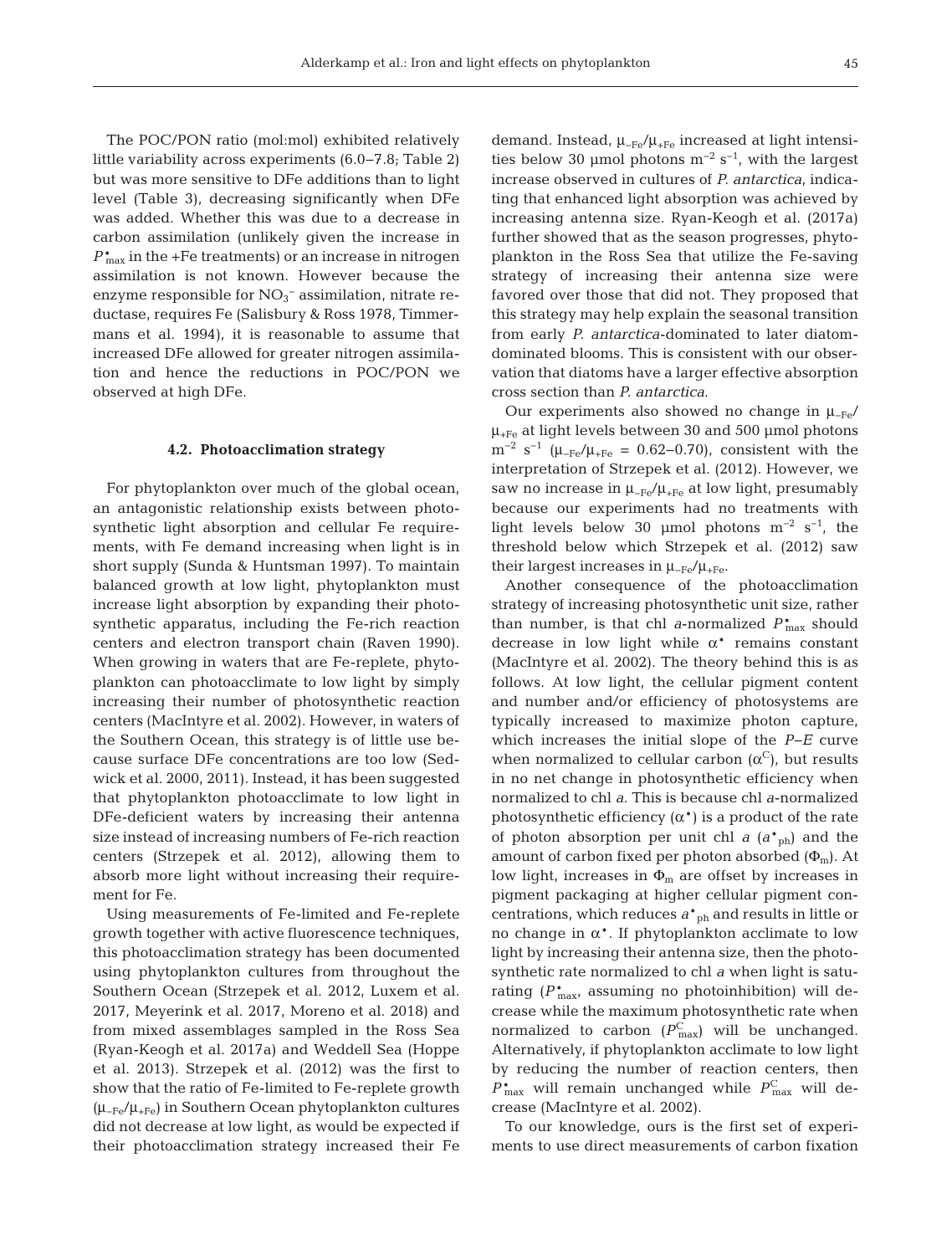The POC/PON ratio (mol:mol) exhibited relatively little variability across experiments (6.0–7.8; Table 2) but was more sensitive to DFe additions than to light level (Table 3), decreasing significantly when DFe was added. Whether this was due to a decrease in carbon assimilation (unlikely given the increase in $P^{*}_{max}$ in the +Fe treatments) or an increase in nitrogen assimilation is not known. However because the enzyme responsible for $NO_3^-$ assimilation, nitrate reductase, requires Fe (Salisbury & Ross 1978, Timmermans et al. 1994), it is reasonable to assume that increased DFe allowed for greater nitrogen assimilation and hence the reductions in POC/PON we observed at high DFe.

### 4.2. Photoacclimation strategy

For phytoplankton over much of the global ocean, an antagonistic relationship exists between photosynthetic light absorption and cellular Fe requirements, with Fe demand increasing when light is in short supply (Sunda & Huntsman 1997). To maintain balanced growth at low light, phytoplankton must increase light absorption by expanding their photosynthetic apparatus, including the Fe-rich reaction centers and electron transport chain (Raven 1990). When growing in waters that are Fe-replete, phytoplankton can photoacclimate to low light by simply increasing their number of photosynthetic reaction centers (MacIntyre et al. 2002). However, in waters of the Southern Ocean, this strategy is of little use because surface DFe concentrations are too low (Sedwick et al. 2000, 2011). Instead, it has been suggested that phytoplankton photoacclimate to low light in DFe-deficient waters by increasing their antenna size instead of increasing numbers of Fe-rich reaction centers (Strzepek et al. 2012), allowing them to absorb more light without increasing their requirement for Fe.

Using measurements of Fe-limited and Fe-replete growth together with active fluorescence techniques, this photoacclimation strategy has been documented using phytoplankton cultures from throughout the Southern Ocean (Strzepek et al. 2012, Luxem et al. 2017, Meyerink et al. 2017, Moreno et al. 2018) and from mixed assemblages sampled in the Ross Sea (Ryan-Keogh et al. 2017a) and Weddell Sea (Hoppe et al. 2013). Strzepek et al. (2012) was the first to show that the ratio of Fe-limited to Fe-replete growth ($\mu_{-Fe}/\mu_{+Fe}$) in Southern Ocean phytoplankton cultures did not decrease at low light, as would be expected if their photoacclimation strategy increased their Fe demand. Instead, $\mu_{-Fe}/\mu_{+Fe}$ increased at light intensities below 30 µmol photons $m^{-2}$ $s^{-1}$, with the largest increase observed in cultures of *P. antarctica*, indicating that enhanced light absorption was achieved by increasing antenna size. Ryan-Keogh et al. (2017a) further showed that as the season progresses, phytoplankton in the Ross Sea that utilize the Fe-saving strategy of increasing their antenna size were favored over those that did not. They proposed that this strategy may help explain the seasonal transition from early *P. antarctica*-dominated to later diatom-dominated blooms. This is consistent with our observation that diatoms have a larger effective absorption cross section than *P. antarctica*.

Our experiments also showed no change in $\mu_{-Fe}/\mu_{+Fe}$ at light levels between 30 and 500 µmol photons $m^{-2}$ $s^{-1}$ ($\mu_{-Fe}/\mu_{+Fe}$ = 0.62–0.70), consistent with the interpretation of Strzepek et al. (2012). However, we saw no increase in $\mu_{-Fe}/\mu_{+Fe}$ at low light, presumably because our experiments had no treatments with light levels below 30 µmol photons $m^{-2}$ $s^{-1}$, the threshold below which Strzepek et al. (2012) saw their largest increases in $\mu_{-Fe}/\mu_{+Fe}$.

Another consequence of the photoacclimation strategy of increasing photosynthetic unit size, rather than number, is that chl *a*-normalized $P^{*}_{max}$ should decrease in low light while $\alpha^{*}$ remains constant (MacIntyre et al. 2002). The theory behind this is as follows. At low light, the cellular pigment content and number and/or efficiency of photosystems are typically increased to maximize photon capture, which increases the initial slope of the *P–E* curve when normalized to cellular carbon ($\alpha^{C}$), but results in no net change in photosynthetic efficiency when normalized to chl *a*. This is because chl *a*-normalized photosynthetic efficiency ($\alpha^{*}$) is a product of the rate of photon absorption per unit chl *a* ($a^{*}_{ph}$) and the amount of carbon fixed per photon absorbed ($\Phi_m$). At low light, increases in $\Phi_m$ are offset by increases in pigment packaging at higher cellular pigment concentrations, which reduces $a^{*}_{ph}$ and results in little or no change in $\alpha^{*}$. If phytoplankton acclimate to low light by increasing their antenna size, then the photosynthetic rate normalized to chl *a* when light is saturating ($P^{*}_{max}$, assuming no photoinhibition) will decrease while the maximum photosynthetic rate when normalized to carbon ($P^{C}_{max}$) will be unchanged. Alternatively, if phytoplankton acclimate to low light by reducing the number of reaction centers, then $P^{*}_{max}$ will remain unchanged while $P^{C}_{max}$ will decrease (MacIntyre et al. 2002).

To our knowledge, ours is the first set of experiments to use direct measurements of carbon fixation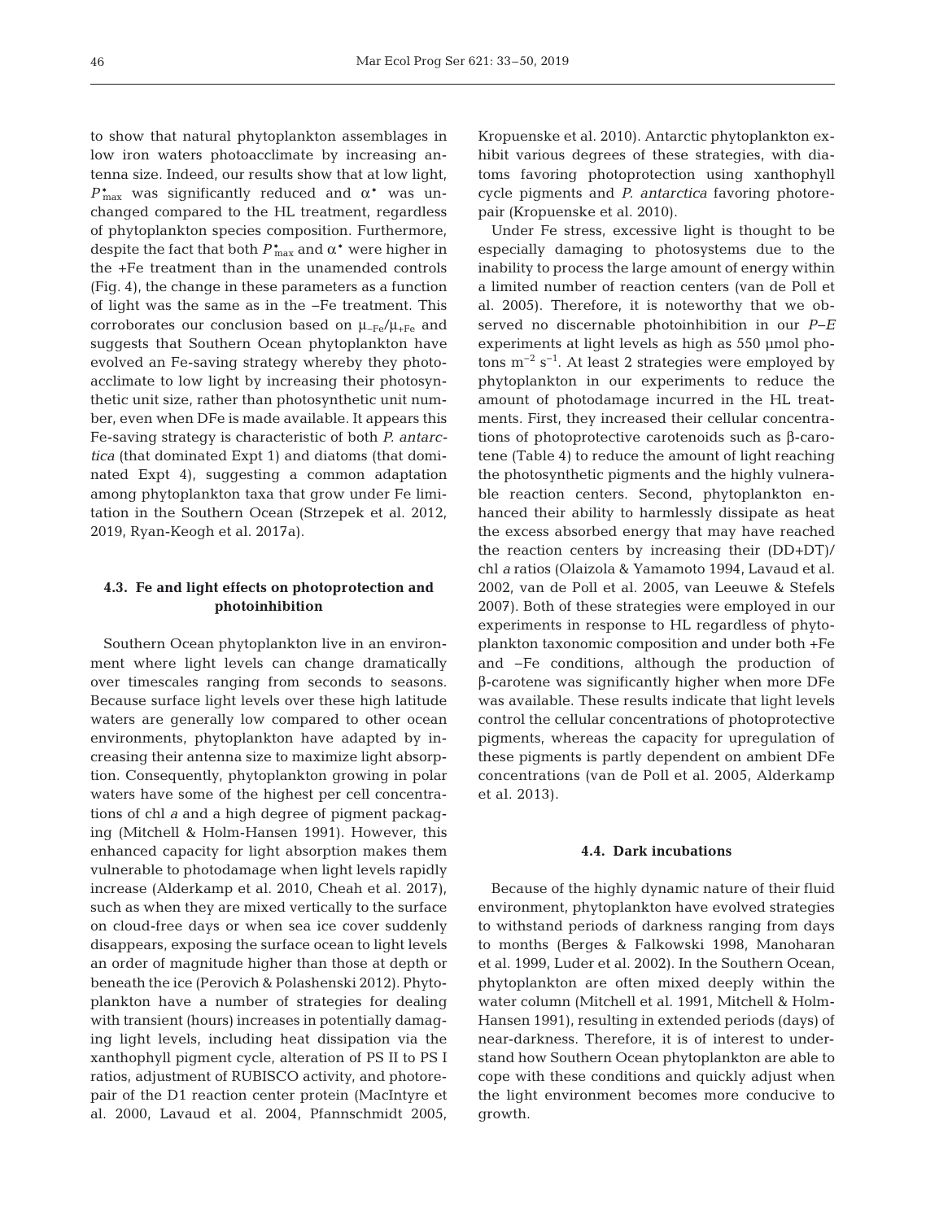to show that natural phytoplankton assemblages in low iron waters photoacclimate by increasing antenna size. Indeed, our results show that at low light, $P^*_{max}$ was significantly reduced and $\alpha^*$ was unchanged compared to the HL treatment, regardless of phytoplankton species composition. Furthermore, despite the fact that both $P^*_{max}$ and $\alpha^*$ were higher in the +Fe treatment than in the unamended controls (Fig. 4), the change in these parameters as a function of light was the same as in the −Fe treatment. This corroborates our conclusion based on $\mu_{-Fe}/\mu_{+Fe}$ and suggests that Southern Ocean phytoplankton have evolved an Fe-saving strategy whereby they photoacclimate to low light by increasing their photosynthetic unit size, rather than photosynthetic unit number, even when DFe is made available. It appears this Fe-saving strategy is characteristic of both *P. antarctica* (that dominated Expt 1) and diatoms (that dominated Expt 4), suggesting a common adaptation among phytoplankton taxa that grow under Fe limitation in the Southern Ocean (Strzepek et al. 2012, 2019, Ryan-Keogh et al. 2017a).

### 4.3. Fe and light effects on photoprotection and photoinhibition

Southern Ocean phytoplankton live in an environment where light levels can change dramatically over timescales ranging from seconds to seasons. Because surface light levels over these high latitude waters are generally low compared to other ocean environments, phytoplankton have adapted by increasing their antenna size to maximize light absorption. Consequently, phytoplankton growing in polar waters have some of the highest per cell concentrations of chl *a* and a high degree of pigment packaging (Mitchell & Holm-Hansen 1991). However, this enhanced capacity for light absorption makes them vulnerable to photodamage when light levels rapidly increase (Alderkamp et al. 2010, Cheah et al. 2017), such as when they are mixed vertically to the surface on cloud-free days or when sea ice cover suddenly disappears, exposing the surface ocean to light levels an order of magnitude higher than those at depth or beneath the ice (Perovich & Polashenski 2012). Phytoplankton have a number of strategies for dealing with transient (hours) increases in potentially damaging light levels, including heat dissipation via the xanthophyll pigment cycle, alteration of PS II to PS I ratios, adjustment of RUBISCO activity, and photorepair of the D1 reaction center protein (MacIntyre et al. 2000, Lavaud et al. 2004, Pfannschmidt 2005, Kropuenske et al. 2010). Antarctic phytoplankton exhibit various degrees of these strategies, with diatoms favoring photoprotection using xanthophyll cycle pigments and *P. antarctica* favoring photorepair (Kropuenske et al. 2010).

Under Fe stress, excessive light is thought to be especially damaging to photosystems due to the inability to process the large amount of energy within a limited number of reaction centers (van de Poll et al. 2005). Therefore, it is noteworthy that we observed no discernable photoinhibition in our *P–E* experiments at light levels as high as 550 µmol photons $m^{-2}$ $s^{-1}$. At least 2 strategies were employed by phytoplankton in our experiments to reduce the amount of photodamage incurred in the HL treatments. First, they increased their cellular concentrations of photoprotective carotenoids such as β-carotene (Table 4) to reduce the amount of light reaching the photosynthetic pigments and the highly vulnerable reaction centers. Second, phytoplankton enhanced their ability to harmlessly dissipate as heat the excess absorbed energy that may have reached the reaction centers by increasing their (DD+DT)/chl *a* ratios (Olaizola & Yamamoto 1994, Lavaud et al. 2002, van de Poll et al. 2005, van Leeuwe & Stefels 2007). Both of these strategies were employed in our experiments in response to HL regardless of phytoplankton taxonomic composition and under both +Fe and −Fe conditions, although the production of β-carotene was significantly higher when more DFe was available. These results indicate that light levels control the cellular concentrations of photoprotective pigments, whereas the capacity for upregulation of these pigments is partly dependent on ambient DFe concentrations (van de Poll et al. 2005, Alderkamp et al. 2013).

### 4.4. Dark incubations

Because of the highly dynamic nature of their fluid environment, phytoplankton have evolved strategies to withstand periods of darkness ranging from days to months (Berges & Falkowski 1998, Manoharan et al. 1999, Luder et al. 2002). In the Southern Ocean, phytoplankton are often mixed deeply within the water column (Mitchell et al. 1991, Mitchell & Holm-Hansen 1991), resulting in extended periods (days) of near-darkness. Therefore, it is of interest to understand how Southern Ocean phytoplankton are able to cope with these conditions and quickly adjust when the light environment becomes more conducive to growth.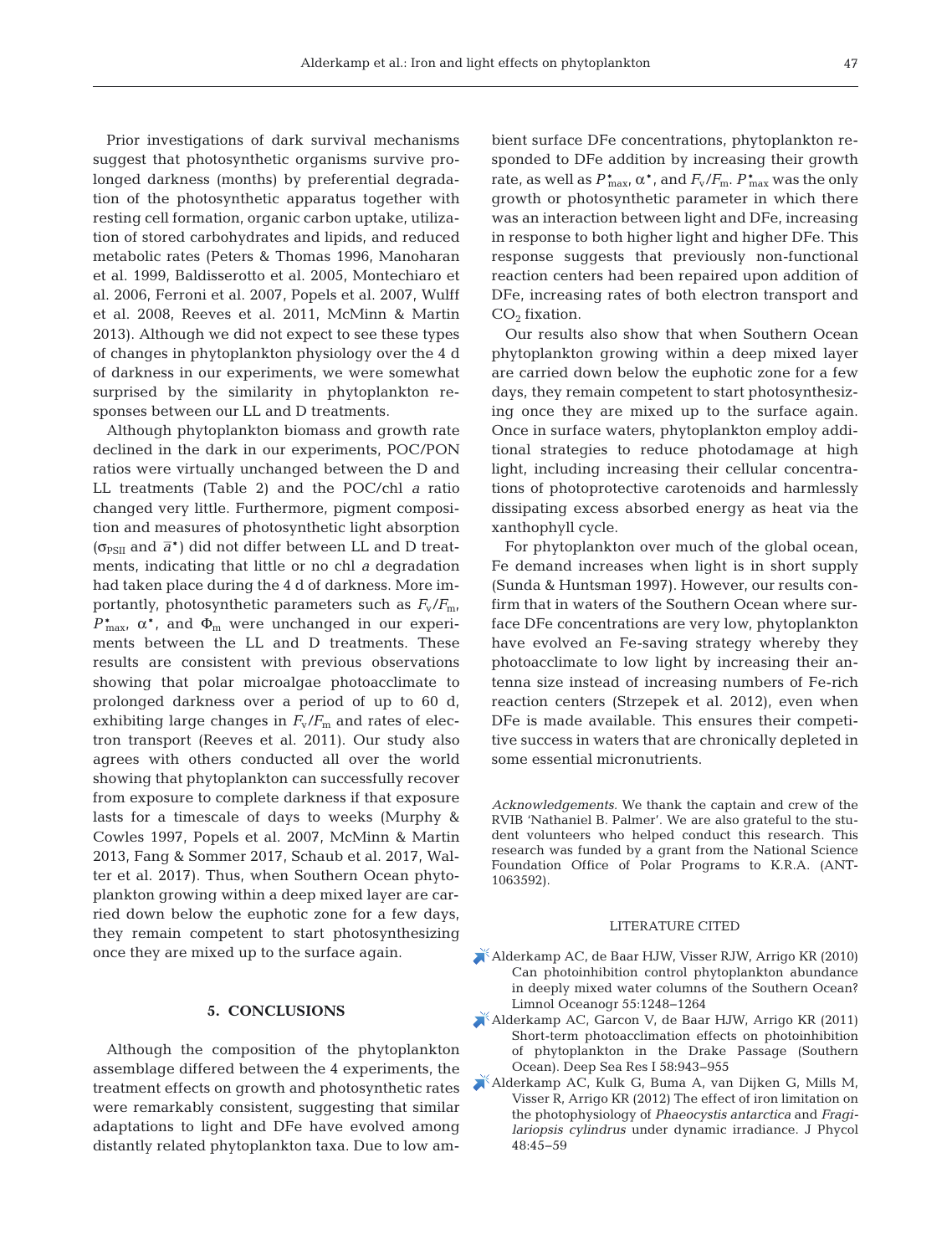Prior investigations of dark survival mechanisms suggest that photosynthetic organisms survive prolonged darkness (months) by preferential degradation of the photosynthetic apparatus together with resting cell formation, organic carbon uptake, utilization of stored carbohydrates and lipids, and reduced metabolic rates (Peters & Thomas 1996, Manoharan et al. 1999, Baldisserotto et al. 2005, Montechiaro et al. 2006, Ferroni et al. 2007, Popels et al. 2007, Wulff et al. 2008, Reeves et al. 2011, McMinn & Martin 2013). Although we did not expect to see these types of changes in phytoplankton physiology over the 4 d of darkness in our experiments, we were somewhat surprised by the similarity in phytoplankton responses between our LL and D treatments.

Although phytoplankton biomass and growth rate declined in the dark in our experiments, POC/PON ratios were virtually unchanged between the D and LL treatments (Table 2) and the POC/chl *a* ratio changed very little. Furthermore, pigment composition and measures of photosynthetic light absorption ($\sigma_{PSII}$ and $\bar{a}^*$) did not differ between LL and D treatments, indicating that little or no chl *a* degradation had taken place during the 4 d of darkness. More importantly, photosynthetic parameters such as $F_v/F_m$, $P^*_{max}$, $\alpha^*$, and $\Phi_m$ were unchanged in our experiments between the LL and D treatments. These results are consistent with previous observations showing that polar microalgae photoacclimate to prolonged darkness over a period of up to 60 d, exhibiting large changes in $F_v/F_m$ and rates of electron transport (Reeves et al. 2011). Our study also agrees with others conducted all over the world showing that phytoplankton can successfully recover from exposure to complete darkness if that exposure lasts for a timescale of days to weeks (Murphy & Cowles 1997, Popels et al. 2007, McMinn & Martin 2013, Fang & Sommer 2017, Schaub et al. 2017, Walter et al. 2017). Thus, when Southern Ocean phytoplankton growing within a deep mixed layer are carried down below the euphotic zone for a few days, they remain competent to start photosynthesizing once they are mixed up to the surface again.

## 5. CONCLUSIONS

Although the composition of the phytoplankton assemblage differed between the 4 experiments, the treatment effects on growth and photosynthetic rates were remarkably consistent, suggesting that similar adaptations to light and DFe have evolved among distantly related phytoplankton taxa. Due to low ambient surface DFe concentrations, phytoplankton responded to DFe addition by increasing their growth rate, as well as $P^*_{max}$, $\alpha^*$, and $F_v/F_m$. $P^*_{max}$ was the only growth or photosynthetic parameter in which there was an interaction between light and DFe, increasing in response to both higher light and higher DFe. This response suggests that previously non-functional reaction centers had been repaired upon addition of DFe, increasing rates of both electron transport and $CO_2$ fixation.

Our results also show that when Southern Ocean phytoplankton growing within a deep mixed layer are carried down below the euphotic zone for a few days, they remain competent to start photosynthesizing once they are mixed up to the surface again. Once in surface waters, phytoplankton employ additional strategies to reduce photodamage at high light, including increasing their cellular concentrations of photoprotective carotenoids and harmlessly dissipating excess absorbed energy as heat via the xanthophyll cycle.

For phytoplankton over much of the global ocean, Fe demand increases when light is in short supply (Sunda & Huntsman 1997). However, our results confirm that in waters of the Southern Ocean where surface DFe concentrations are very low, phytoplankton have evolved an Fe-saving strategy whereby they photoacclimate to low light by increasing their antenna size instead of increasing numbers of Fe-rich reaction centers (Strzepek et al. 2012), even when DFe is made available. This ensures their competitive success in waters that are chronically depleted in some essential micronutrients.

*Acknowledgements.* We thank the captain and crew of the RVIB 'Nathaniel B. Palmer'. We are also grateful to the student volunteers who helped conduct this research. This research was funded by a grant from the National Science Foundation Office of Polar Programs to K.R.A. (ANT-1063592).

## LITERATURE CITED

- Alderkamp AC, de Baar HJW, Visser RJW, Arrigo KR (2010) Can photoinhibition control phytoplankton abundance in deeply mixed water columns of the Southern Ocean? Limnol Oceanogr 55:1248−1264
- Alderkamp AC, Garcon V, de Baar HJW, Arrigo KR (2011) Short-term photoacclimation effects on photoinhibition of phytoplankton in the Drake Passage (Southern Ocean). Deep Sea Res I 58:943−955
- Alderkamp AC, Kulk G, Buma A, van Dijken G, Mills M, Visser R, Arrigo KR (2012) The effect of iron limitation on the photophysiology of *Phaeocystis antarctica* and *Fragilariopsis cylindrus* under dynamic irradiance. J Phycol 48:45−59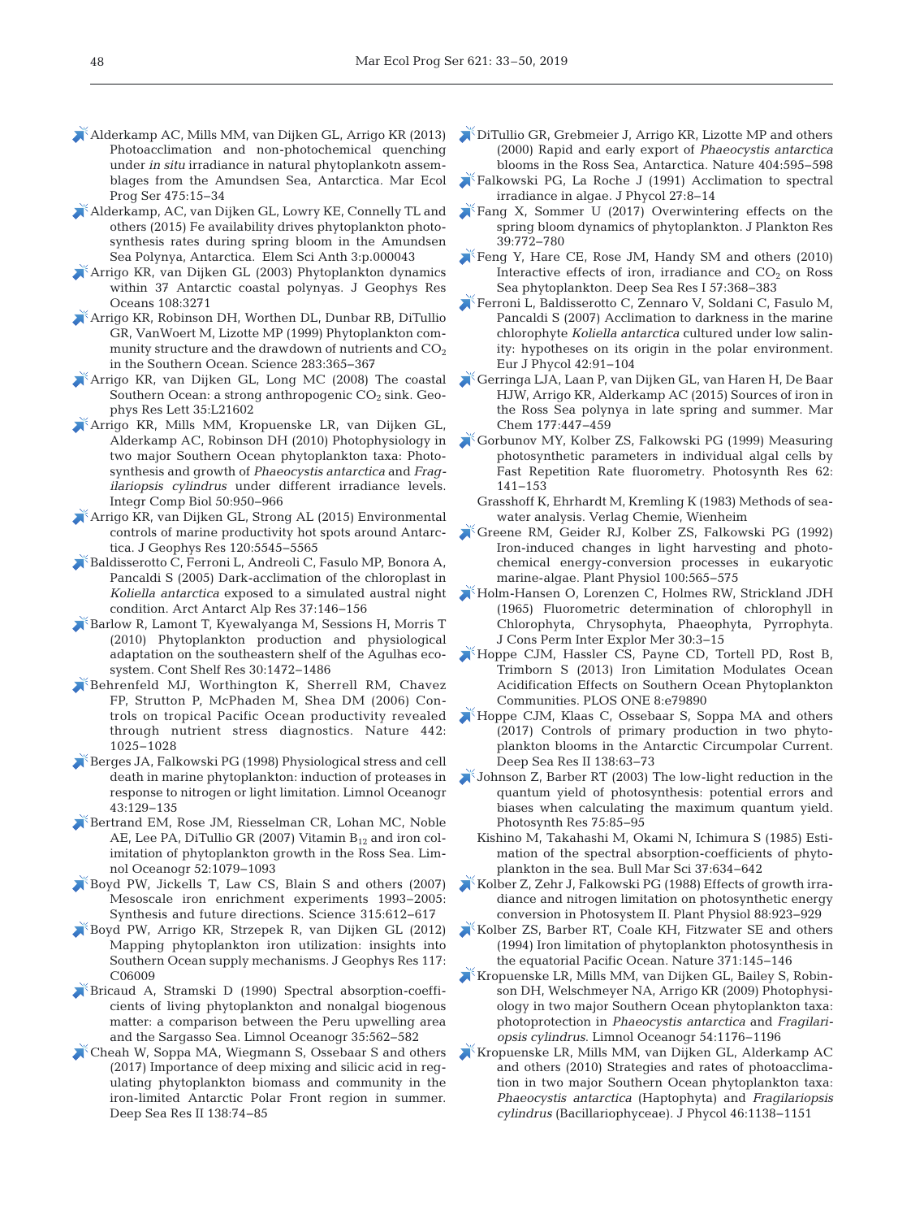Alderkamp AC, Mills MM, van Dijken GL, Arrigo KR (2013) Photoacclimation and non-photochemical quenching under *in situ* irradiance in natural phytoplankotn assemblages from the Amundsen Sea, Antarctica. Mar Ecol Prog Ser 475:15–34

Alderkamp, AC, van Dijken GL, Lowry KE, Connelly TL and others (2015) Fe availability drives phytoplankton photosynthesis rates during spring bloom in the Amundsen Sea Polynya, Antarctica. Elem Sci Anth 3:p.000043

Arrigo KR, van Dijken GL (2003) Phytoplankton dynamics within 37 Antarctic coastal polynyas. J Geophys Res Oceans 108:3271

Arrigo KR, Robinson DH, Worthen DL, Dunbar RB, DiTullio GR, VanWoert M, Lizotte MP (1999) Phytoplankton community structure and the drawdown of nutrients and $CO_2$ in the Southern Ocean. Science 283:365–367

Arrigo KR, van Dijken GL, Long MC (2008) The coastal Southern Ocean: a strong anthropogenic $CO_2$ sink. Geophys Res Lett 35:L21602

Arrigo KR, Mills MM, Kropuenske LR, van Dijken GL, Alderkamp AC, Robinson DH (2010) Photophysiology in two major Southern Ocean phytoplankton taxa: Photosynthesis and growth of *Phaeocystis antarctica* and *Fragilariopsis cylindrus* under different irradiance levels. Integr Comp Biol 50:950–966

Arrigo KR, van Dijken GL, Strong AL (2015) Environmental controls of marine productivity hot spots around Antarctica. J Geophys Res 120:5545–5565

Baldisserotto C, Ferroni L, Andreoli C, Fasulo MP, Bonora A, Pancaldi S (2005) Dark-acclimation of the chloroplast in *Koliella antarctica* exposed to a simulated austral night condition. Arct Antarct Alp Res 37:146–156

Barlow R, Lamont T, Kyewalyanga M, Sessions H, Morris T (2010) Phytoplankton production and physiological adaptation on the southeastern shelf of the Agulhas ecosystem. Cont Shelf Res 30:1472–1486

Behrenfeld MJ, Worthington K, Sherrell RM, Chavez FP, Strutton P, McPhaden M, Shea DM (2006) Controls on tropical Pacific Ocean productivity revealed through nutrient stress diagnostics. Nature 442: 1025–1028

Berges JA, Falkowski PG (1998) Physiological stress and cell death in marine phytoplankton: induction of proteases in response to nitrogen or light limitation. Limnol Oceanogr 43:129–135

Bertrand EM, Rose JM, Riesselman CR, Lohan MC, Noble AE, Lee PA, DiTullio GR (2007) Vitamin $B_{12}$ and iron colimitation of phytoplankton growth in the Ross Sea. Limnol Oceanogr 52:1079–1093

Boyd PW, Jickells T, Law CS, Blain S and others (2007) Mesoscale iron enrichment experiments 1993–2005: Synthesis and future directions. Science 315:612–617

Boyd PW, Arrigo KR, Strzepek R, van Dijken GL (2012) Mapping phytoplankton iron utilization: insights into Southern Ocean supply mechanisms. J Geophys Res 117: C06009

Bricaud A, Stramski D (1990) Spectral absorption-coefficients of living phytoplankton and nonalgal biogenous matter: a comparison between the Peru upwelling area and the Sargasso Sea. Limnol Oceanogr 35:562–582

Cheah W, Soppa MA, Wiegmann S, Ossebaar S and others (2017) Importance of deep mixing and silicic acid in regulating phytoplankton biomass and community in the iron-limited Antarctic Polar Front region in summer. Deep Sea Res II 138:74–85

DiTullio GR, Grebmeier J, Arrigo KR, Lizotte MP and others (2000) Rapid and early export of *Phaeocystis antarctica* blooms in the Ross Sea, Antarctica. Nature 404:595–598

Falkowski PG, La Roche J (1991) Acclimation to spectral irradiance in algae. J Phycol 27:8–14

Fang X, Sommer U (2017) Overwintering effects on the spring bloom dynamics of phytoplankton. J Plankton Res 39:772–780

Feng Y, Hare CE, Rose JM, Handy SM and others (2010) Interactive effects of iron, irradiance and $CO_2$ on Ross Sea phytoplankton. Deep Sea Res I 57:368–383

Ferroni L, Baldisserotto C, Zennaro V, Soldani C, Fasulo M, Pancaldi S (2007) Acclimation to darkness in the marine chlorophyte *Koliella antarctica* cultured under low salinity: hypotheses on its origin in the polar environment. Eur J Phycol 42:91–104

Gerringa LJA, Laan P, van Dijken GL, van Haren H, De Baar HJW, Arrigo KR, Alderkamp AC (2015) Sources of iron in the Ross Sea polynya in late spring and summer. Mar Chem 177:447–459

Gorbunov MY, Kolber ZS, Falkowski PG (1999) Measuring photosynthetic parameters in individual algal cells by Fast Repetition Rate fluorometry. Photosynth Res 62: 141–153

Grasshoff K, Ehrhardt M, Kremling K (1983) Methods of seawater analysis. Verlag Chemie, Wienheim

Greene RM, Geider RJ, Kolber ZS, Falkowski PG (1992) Iron-induced changes in light harvesting and photochemical energy-conversion processes in eukaryotic marine-algae. Plant Physiol 100:565–575

Holm-Hansen O, Lorenzen C, Holmes RW, Strickland JDH (1965) Fluorometric determination of chlorophyll in Chlorophyta, Chrysophyta, Phaeophyta, Pyrrophyta. J Cons Perm Inter Explor Mer 30:3–15

Hoppe CJM, Hassler CS, Payne CD, Tortell PD, Rost B, Trimborn S (2013) Iron Limitation Modulates Ocean Acidification Effects on Southern Ocean Phytoplankton Communities. PLOS ONE 8:e79890

Hoppe CJM, Klaas C, Ossebaar S, Soppa MA and others (2017) Controls of primary production in two phytoplankton blooms in the Antarctic Circumpolar Current. Deep Sea Res II 138:63–73

Johnson Z, Barber RT (2003) The low-light reduction in the quantum yield of photosynthesis: potential errors and biases when calculating the maximum quantum yield. Photosynth Res 75:85–95

Kishino M, Takahashi M, Okami N, Ichimura S (1985) Estimation of the spectral absorption-coefficients of phytoplankton in the sea. Bull Mar Sci 37:634–642

Kolber Z, Zehr J, Falkowski PG (1988) Effects of growth irradiance and nitrogen limitation on photosynthetic energy conversion in Photosystem II. Plant Physiol 88:923–929

Kolber ZS, Barber RT, Coale KH, Fitzwater SE and others (1994) Iron limitation of phytoplankton photosynthesis in the equatorial Pacific Ocean. Nature 371:145–146

Kropuenske LR, Mills MM, van Dijken GL, Bailey S, Robinson DH, Welschmeyer NA, Arrigo KR (2009) Photophysiology in two major Southern Ocean phytoplankton taxa: photoprotection in *Phaeocystis antarctica* and *Fragilariopsis cylindrus*. Limnol Oceanogr 54:1176–1196

Kropuenske LR, Mills MM, van Dijken GL, Alderkamp AC and others (2010) Strategies and rates of photoacclimation in two major Southern Ocean phytoplankton taxa: *Phaeocystis antarctica* (Haptophyta) and *Fragilariopsis cylindrus* (Bacillariophyceae). J Phycol 46:1138–1151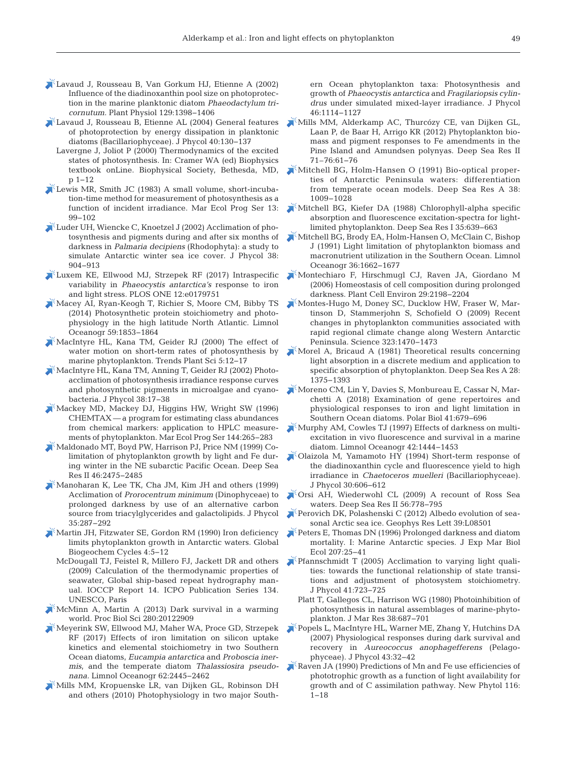Lavaud J, Rousseau B, Van Gorkum HJ, Etienne A (2002) Influence of the diadinoxanthin pool size on photoprotection in the marine planktonic diatom *Phaeodactylum tricornutum.* Plant Physiol 129:1398–1406

Lavaud J, Rousseau B, Etienne AL (2004) General features of photoprotection by energy dissipation in planktonic diatoms (Bacillariophyceae). J Phycol 40:130–137

Lavergne J, Joliot P (2000) Thermodynamics of the excited states of photosynthesis. In: Cramer WA (ed) Biophysics textbook onLine. Biophysical Society, Bethesda, MD, p 1–12

Lewis MR, Smith JC (1983) A small volume, short-incubation-time method for measurement of photosynthesis as a function of incident irradiance. Mar Ecol Prog Ser 13: 99–102

Luder UH, Wiencke C, Knoetzel J (2002) Acclimation of photosynthesis and pigments during and after six months of darkness in *Palmaria decipiens* (Rhodophyta): a study to simulate Antarctic winter sea ice cover. J Phycol 38: 904–913

Luxem KE, Ellwood MJ, Strzepek RF (2017) Intraspecific variability in *Phaeocystis antarctica's* response to iron and light stress. PLOS ONE 12:e0179751

Macey AI, Ryan-Keogh T, Richier S, Moore CM, Bibby TS (2014) Photosynthetic protein stoichiometry and photophysiology in the high latitude North Atlantic. Limnol Oceanogr 59:1853–1864

MacIntyre HL, Kana TM, Geider RJ (2000) The effect of water motion on short-term rates of photosynthesis by marine phytoplankton. Trends Plant Sci 5:12–17

MacIntyre HL, Kana TM, Anning T, Geider RJ (2002) Photoacclimation of photosynthesis irradiance response curves and photosynthetic pigments in microalgae and cyanobacteria. J Phycol 38:17–38

Mackey MD, Mackey DJ, Higgins HW, Wright SW (1996) CHEMTAX — a program for estimating class abundances from chemical markers: application to HPLC measurements of phytoplankton. Mar Ecol Prog Ser 144:265–283

Maldonado MT, Boyd PW, Harrison PJ, Price NM (1999) Co-limitation of phytoplankton growth by light and Fe during winter in the NE subarctic Pacific Ocean. Deep Sea Res II 46:2475–2485

Manoharan K, Lee TK, Cha JM, Kim JH and others (1999) Acclimation of *Prorocentrum minimum* (Dinophyceae) to prolonged darkness by use of an alternative carbon source from triacylglycerides and galactolipids. J Phycol 35:287–292

Martin JH, Fitzwater SE, Gordon RM (1990) Iron deficiency limits phytoplankton growth in Antarctic waters. Global Biogeochem Cycles 4:5–12

McDougall TJ, Feistel R, Millero FJ, Jackett DR and others (2009) Calculation of the thermodynamic properties of seawater, Global ship-based repeat hydrography manual. IOCCP Report 14. ICPO Publication Series 134. UNESCO, Paris

McMinn A, Martin A (2013) Dark survival in a warming world. Proc Biol Sci 280:20122909

Meyerink SW, Ellwood MJ, Maher WA, Proce GD, Strzepek RF (2017) Effects of iron limitation on silicon uptake kinetics and elemental stoichiometry in two Southern Ocean diatoms, *Eucampia antarctica* and *Proboscia inermis*, and the temperate diatom *Thalassiosira pseudonana.* Limnol Oceanogr 62:2445–2462

Mills MM, Kropuenske LR, van Dijken GL, Robinson DH and others (2010) Photophysiology in two major Southern Ocean phytoplankton taxa: Photosynthesis and growth of *Phaeocystis antarctica* and *Fragilariopsis cylindrus* under simulated mixed-layer irradiance. J Phycol 46:1114–1127

Mills MM, Alderkamp AC, Thurczy CE, van Dijken GL, Laan P, de Baar H, Arrigo KR (2012) Phytoplankton biomass and pigment responses to Fe amendments in the Pine Island and Amundsen polynyas. Deep Sea Res II 71–76:61–76

Mitchell BG, Holm-Hansen O (1991) Bio-optical properties of Antarctic Peninsula waters: differentiation from temperate ocean models. Deep Sea Res A 38: 1009–1028

Mitchell BG, Kiefer DA (1988) Chlorophyll-alpha specific absorption and fluorescence excitation-spectra for light-limited phytoplankton. Deep Sea Res I 35:639–663

Mitchell BG, Brody EA, Holm-Hansen O, McClain C, Bishop J (1991) Light limitation of phytoplankton biomass and macronutrient utilization in the Southern Ocean. Limnol Oceanogr 36:1662–1677

Montechiaro F, Hirschmugl CJ, Raven JA, Giordano M (2006) Homeostasis of cell composition during prolonged darkness. Plant Cell Environ 29:2198–2204

Montes-Hugo M, Doney SC, Ducklow HW, Fraser W, Martinson D, Stammerjohn S, Schofield O (2009) Recent changes in phytoplankton communities associated with rapid regional climate change along Western Antarctic Peninsula. Science 323:1470–1473

Morel A, Bricaud A (1981) Theoretical results concerning light absorption in a discrete medium and application to specific absorption of phytoplankton. Deep Sea Res A 28: 1375–1393

Moreno CM, Lin Y, Davies S, Monbureau E, Cassar N, Marchetti A (2018) Examination of gene repertoires and physiological responses to iron and light limitation in Southern Ocean diatoms. Polar Biol 41:679–696

Murphy AM, Cowles TJ (1997) Effects of darkness on multi-excitation in vivo fluorescence and survival in a marine diatom. Limnol Oceanogr 42:1444–1453

Olaizola M, Yamamoto HY (1994) Short-term response of the diadinoxanthin cycle and fluorescence yield to high irradiance in *Chaetoceros muelleri* (Bacillariophyceae). J Phycol 30:606–612

Orsi AH, Wiederwohl CL (2009) A recount of Ross Sea waters. Deep Sea Res II 56:778–795

Perovich DK, Polashenski C (2012) Albedo evolution of seasonal Arctic sea ice. Geophys Res Lett 39:L08501

Peters E, Thomas DN (1996) Prolonged darkness and diatom mortality. I: Marine Antarctic species. J Exp Mar Biol Ecol 207:25–41

Pfannschmidt T (2005) Acclimation to varying light qualities: towards the functional relationship of state transitions and adjustment of photosystem stoichiometry. J Phycol 41:723–725

Platt T, Gallegos CL, Harrison WG (1980) Photoinhibition of photosynthesis in natural assemblages of marine-phytoplankton. J Mar Res 38:687–701

Popels L, MacIntyre HL, Warner ME, Zhang Y, Hutchins DA (2007) Physiological responses during dark survival and recovery in *Aureococcus anophagefferens* (Pelagophyceae). J Phycol 43:32–42

Raven JA (1990) Predictions of Mn and Fe use efficiencies of phototrophic growth as a function of light availability for growth and of C assimilation pathway. New Phytol 116: 1–18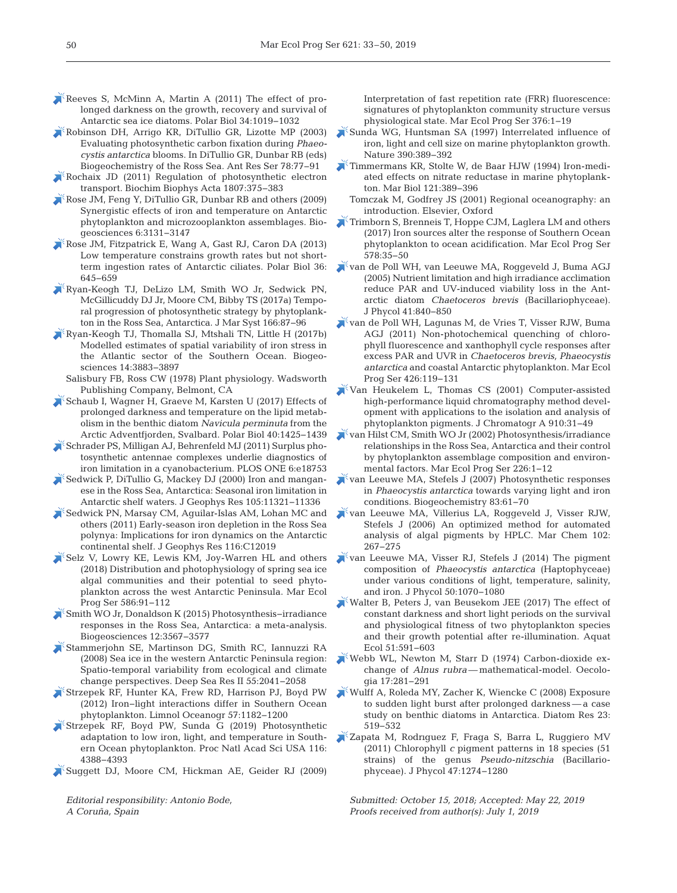Reeves S, McMinn A, Martin A (2011) The effect of prolonged darkness on the growth, recovery and survival of Antarctic sea ice diatoms. Polar Biol 34:1019–1032

Robinson DH, Arrigo KR, DiTullio GR, Lizotte MP (2003) Evaluating photosynthetic carbon fixation during *Phaeocystis antarctica* blooms. In DiTullio GR, Dunbar RB (eds) Biogeochemistry of the Ross Sea. Ant Res Ser 78:77–91

Rochaix JD (2011) Regulation of photosynthetic electron transport. Biochim Biophys Acta 1807:375–383

Rose JM, Feng Y, DiTullio GR, Dunbar RB and others (2009) Synergistic effects of iron and temperature on Antarctic phytoplankton and microzooplankton assemblages. Biogeosciences 6:3131–3147

Rose JM, Fitzpatrick E, Wang A, Gast RJ, Caron DA (2013) Low temperature constrains growth rates but not short-term ingestion rates of Antarctic ciliates. Polar Biol 36: 645–659

Ryan-Keogh TJ, DeLizo LM, Smith WO Jr, Sedwick PN, McGillicuddy DJ Jr, Moore CM, Bibby TS (2017a) Temporal progression of photosynthetic strategy by phytoplankton in the Ross Sea, Antarctica. J Mar Syst 166:87–96

Ryan-Keogh TJ, Thomalla SJ, Mtshali TN, Little H (2017b) Modelled estimates of spatial variability of iron stress in the Atlantic sector of the Southern Ocean. Biogeosciences 14:3883–3897

Salisbury FB, Ross CW (1978) Plant physiology. Wadsworth Publishing Company, Belmont, CA

Schaub I, Wagner H, Graeve M, Karsten U (2017) Effects of prolonged darkness and temperature on the lipid metabolism in the benthic diatom *Navicula perminuta* from the Arctic Adventfjorden, Svalbard. Polar Biol 40:1425–1439

Schrader PS, Milligan AJ, Behrenfeld MJ (2011) Surplus photosynthetic antennae complexes underlie diagnostics of iron limitation in a cyanobacterium. PLOS ONE 6:e18753

Sedwick P, DiTullio G, Mackey DJ (2000) Iron and manganese in the Ross Sea, Antarctica: Seasonal iron limitation in Antarctic shelf waters. J Geophys Res 105:11321–11336

Sedwick PN, Marsay CM, Aguilar-Islas AM, Lohan MC and others (2011) Early-season iron depletion in the Ross Sea polynya: Implications for iron dynamics on the Antarctic continental shelf. J Geophys Res 116:C12019

Selz V, Lowry KE, Lewis KM, Joy-Warren HL and others (2018) Distribution and photophysiology of spring sea ice algal communities and their potential to seed phytoplankton across the west Antarctic Peninsula. Mar Ecol Prog Ser 586:91–112

Smith WO Jr, Donaldson K (2015) Photosynthesis–irradiance responses in the Ross Sea, Antarctica: a meta-analysis. Biogeosciences 12:3567–3577

Stammerjohn SE, Martinson DG, Smith RC, Iannuzzi RA (2008) Sea ice in the western Antarctic Peninsula region: Spatio-temporal variability from ecological and climate change perspectives. Deep Sea Res II 55:2041–2058

Strzepek RF, Hunter KA, Frew RD, Harrison PJ, Boyd PW (2012) Iron–light interactions differ in Southern Ocean phytoplankton. Limnol Oceanogr 57:1182–1200

Strzepek RF, Boyd PW, Sunda G (2019) Photosynthetic adaptation to low iron, light, and temperature in Southern Ocean phytoplankton. Proc Natl Acad Sci USA 116: 4388–4393

Suggett DJ, Moore CM, Hickman AE, Geider RJ (2009) Interpretation of fast repetition rate (FRR) fluorescence: signatures of phytoplankton community structure versus physiological state. Mar Ecol Prog Ser 376:1–19

Sunda WG, Huntsman SA (1997) Interrelated influence of iron, light and cell size on marine phytoplankton growth. Nature 390:389–392

Timmermans KR, Stolte W, de Baar HJW (1994) Iron-mediated effects on nitrate reductase in marine phytoplankton. Mar Biol 121:389–396

Tomczak M, Godfrey JS (2001) Regional oceanography: an introduction. Elsevier, Oxford

Trimborn S, Brenneis T, Hoppe CJM, Laglera LM and others (2017) Iron sources alter the response of Southern Ocean phytoplankton to ocean acidification. Mar Ecol Prog Ser 578:35–50

van de Poll WH, van Leeuwe MA, Roggeveld J, Buma AGJ (2005) Nutrient limitation and high irradiance acclimation reduce PAR and UV-induced viability loss in the Antarctic diatom *Chaetoceros brevis* (Bacillariophyceae). J Phycol 41:840–850

van de Poll WH, Lagunas M, de Vries T, Visser RJW, Buma AGJ (2011) Non-photochemical quenching of chlorophyll fluorescence and xanthophyll cycle responses after excess PAR and UVR in *Chaetoceros brevis, Phaeocystis antarctica* and coastal Antarctic phytoplankton. Mar Ecol Prog Ser 426:119–131

Van Heukelem L, Thomas CS (2001) Computer-assisted high-performance liquid chromatography method development with applications to the isolation and analysis of phytoplankton pigments. J Chromatogr A 910:31–49

van Hilst CM, Smith WO Jr (2002) Photosynthesis/irradiance relationships in the Ross Sea, Antarctica and their control by phytoplankton assemblage composition and environmental factors. Mar Ecol Prog Ser 226:1–12

van Leeuwe MA, Stefels J (2007) Photosynthetic responses in *Phaeocystis antarctica* towards varying light and iron conditions. Biogeochemistry 83:61–70

van Leeuwe MA, Villerius LA, Roggeveld J, Visser RJW, Stefels J (2006) An optimized method for automated analysis of algal pigments by HPLC. Mar Chem 102: 267–275

van Leeuwe MA, Visser RJ, Stefels J (2014) The pigment composition of *Phaeocystis antarctica* (Haptophyceae) under various conditions of light, temperature, salinity, and iron. J Phycol 50:1070–1080

Walter B, Peters J, van Beusekom JEE (2017) The effect of constant darkness and short light periods on the survival and physiological fitness of two phytoplankton species and their growth potential after re-illumination. Aquat Ecol 51:591–603

Webb WL, Newton M, Starr D (1974) Carbon-dioxide exchange of *Alnus rubra* — mathematical-model. Oecologia 17:281–291

Wulff A, Roleda MY, Zacher K, Wiencke C (2008) Exposure to sudden light burst after prolonged darkness — a case study on benthic diatoms in Antarctica. Diatom Res 23: 519–532

Zapata M, Rodrıguez F, Fraga S, Barra L, Ruggiero MV (2011) Chlorophyll *c* pigment patterns in 18 species (51 strains) of the genus *Pseudo-nitzschia* (Bacillariophyceae). J Phycol 47:1274–1280

*Editorial responsibility: Antonio Bode, A Coruña, Spain*

*Submitted: October 15, 2018; Accepted: May 22, 2019*
*Proofs received from author(s): July 1, 2019*